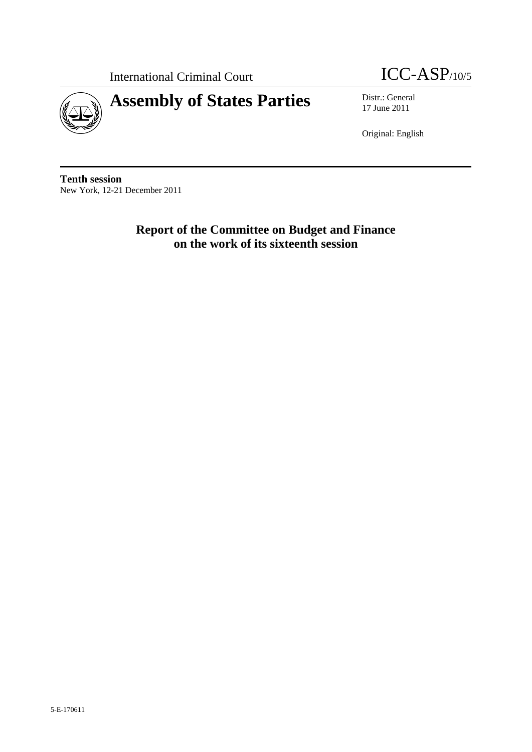International Criminal Court

ICC-ASP/10/5

# Assembly of States Parties

Distr.: General
17 June 2011

Original: English

**Tenth session**
New York, 12-21 December 2011

## Report of the Committee on Budget and Finance on the work of its sixteenth session

5-E-170611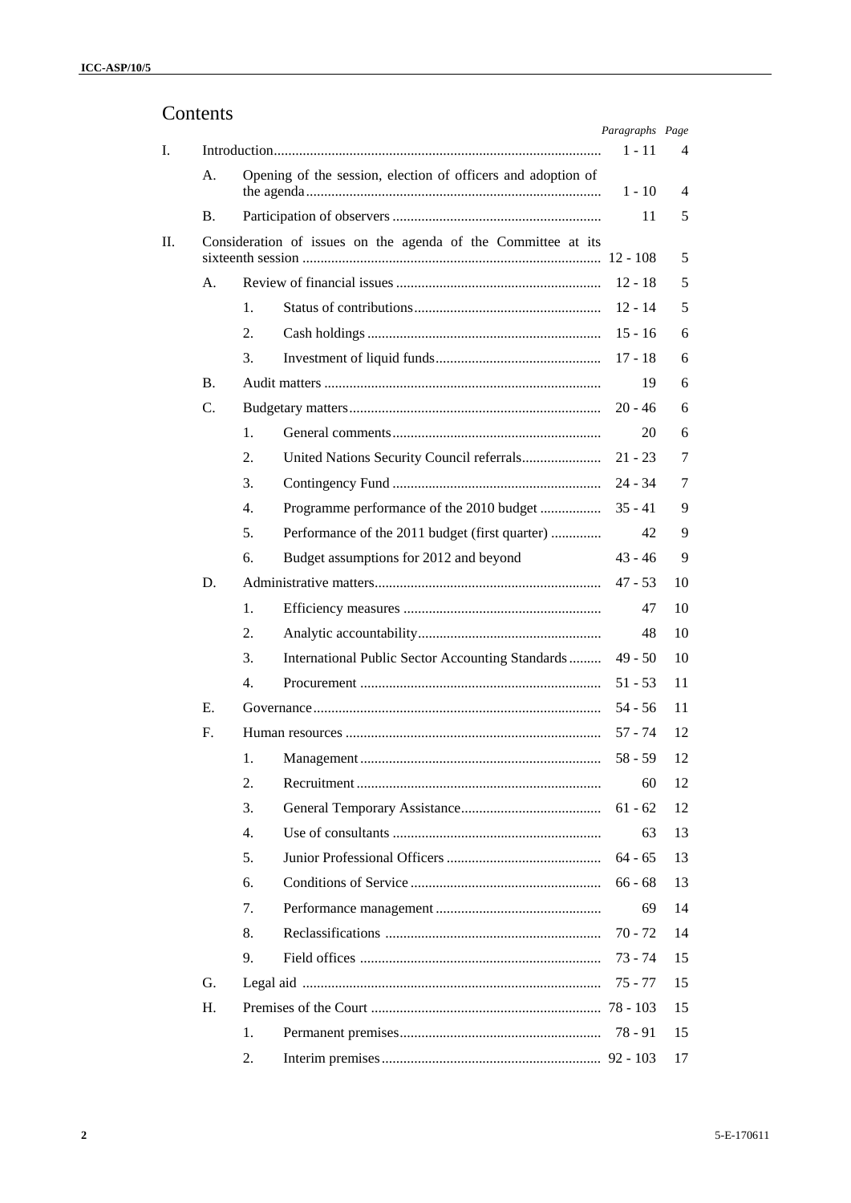# Contents

| | | | | Paragraphs | Page |
|---|---|---|---|---|---|
| I. | Introduction | | | 1 - 11 | 4 |
| | A. | Opening of the session, election of officers and adoption of the agenda | | 1 - 10 | 4 |
| | B. | Participation of observers | | 11 | 5 |
| II. | Consideration of issues on the agenda of the Committee at its sixteenth session | | | 12 - 108 | 5 |
| | A. | Review of financial issues | | 12 - 18 | 5 |
| | | 1. | Status of contributions | 12 - 14 | 5 |
| | | 2. | Cash holdings | 15 - 16 | 6 |
| | | 3. | Investment of liquid funds | 17 - 18 | 6 |
| | B. | Audit matters | | 19 | 6 |
| | C. | Budgetary matters | | 20 - 46 | 6 |
| | | 1. | General comments | 20 | 6 |
| | | 2. | United Nations Security Council referrals | 21 - 23 | 7 |
| | | 3. | Contingency Fund | 24 - 34 | 7 |
| | | 4. | Programme performance of the 2010 budget | 35 - 41 | 9 |
| | | 5. | Performance of the 2011 budget (first quarter) | 42 | 9 |
| | | 6. | Budget assumptions for 2012 and beyond | 43 - 46 | 9 |
| | D. | Administrative matters | | 47 - 53 | 10 |
| | | 1. | Efficiency measures | 47 | 10 |
| | | 2. | Analytic accountability | 48 | 10 |
| | | 3. | International Public Sector Accounting Standards | 49 - 50 | 10 |
| | | 4. | Procurement | 51 - 53 | 11 |
| | E. | Governance | | 54 - 56 | 11 |
| | F. | Human resources | | 57 - 74 | 12 |
| | | 1. | Management | 58 - 59 | 12 |
| | | 2. | Recruitment | 60 | 12 |
| | | 3. | General Temporary Assistance | 61 - 62 | 12 |
| | | 4. | Use of consultants | 63 | 13 |
| | | 5. | Junior Professional Officers | 64 - 65 | 13 |
| | | 6. | Conditions of Service | 66 - 68 | 13 |
| | | 7. | Performance management | 69 | 14 |
| | | 8. | Reclassifications | 70 - 72 | 14 |
| | | 9. | Field offices | 73 - 74 | 15 |
| | G. | Legal aid | | 75 - 77 | 15 |
| | H. | Premises of the Court | | 78 - 103 | 15 |
| | | 1. | Permanent premises | 78 - 91 | 15 |
| | | 2. | Interim premises | 92 - 103 | 17 |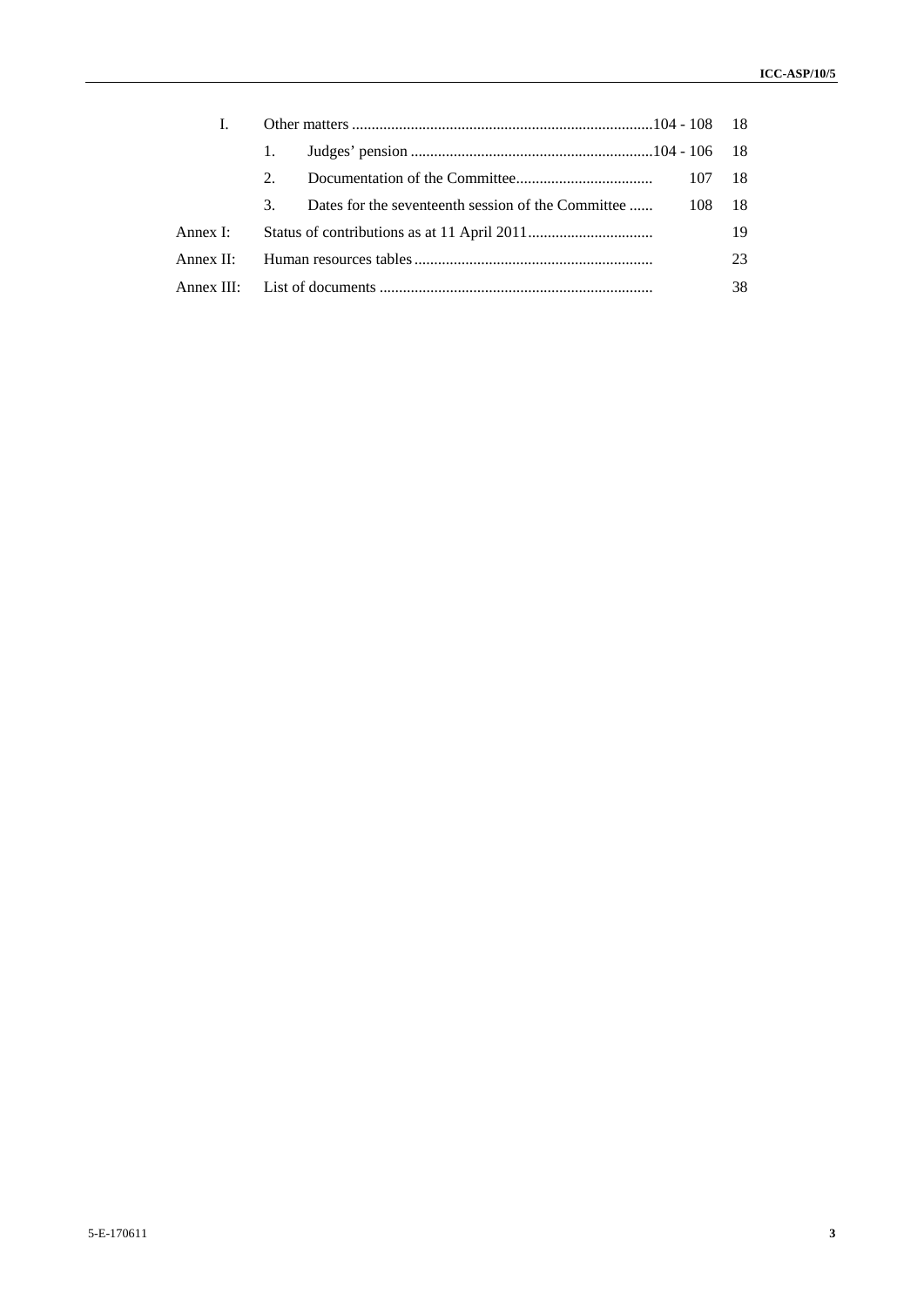| | | | | |
|---|---|---|---|---|
| I. | Other matters | | 104 - 108 | 18 |
| | 1. | Judges' pension | 104 - 106 | 18 |
| | 2. | Documentation of the Committee | 107 | 18 |
| | 3. | Dates for the seventeenth session of the Committee | 108 | 18 |
| Annex I: | Status of contributions as at 11 April 2011 | | | 19 |
| Annex II: | Human resources tables | | | 23 |
| Annex III: | List of documents | | | 38 |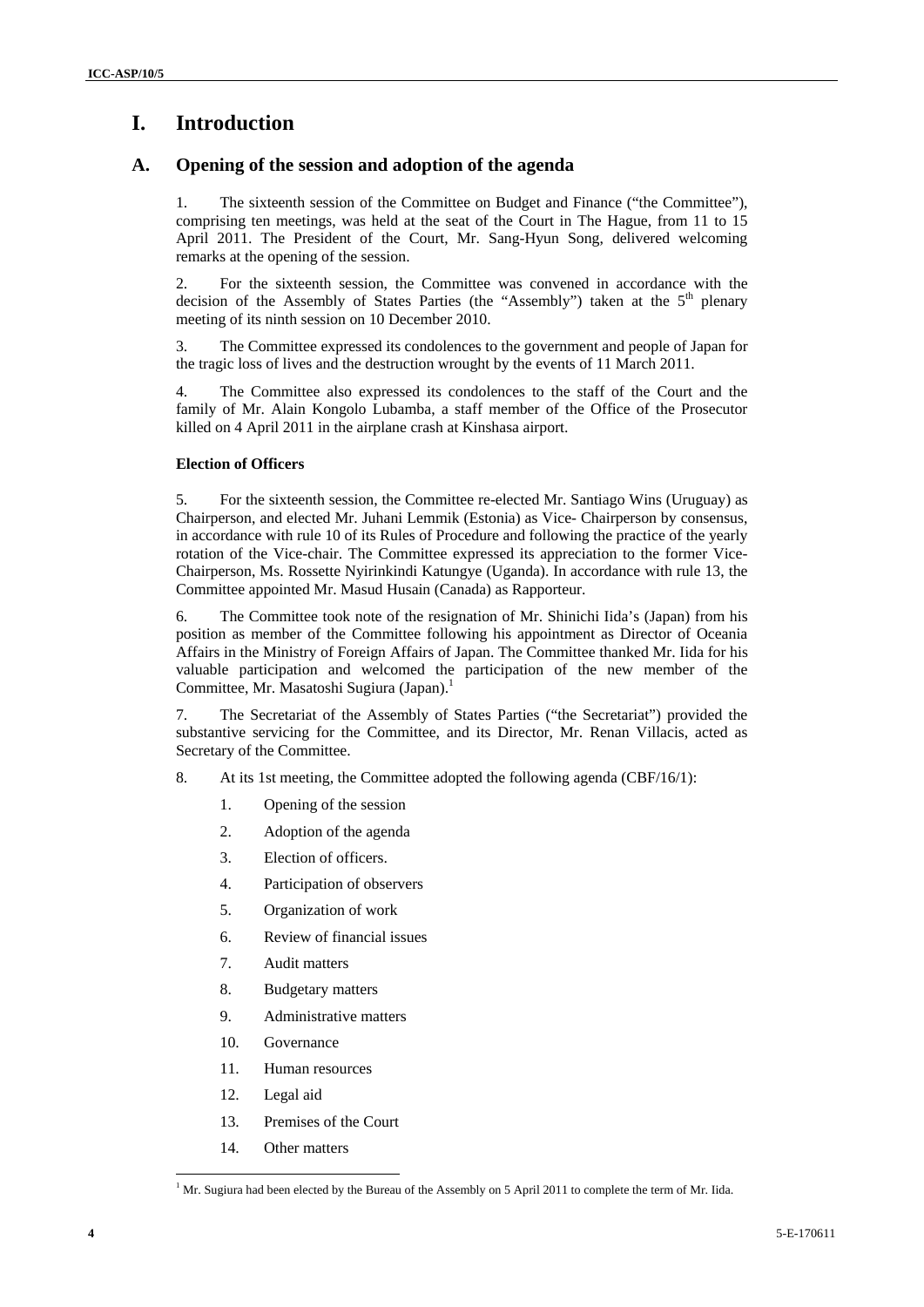# I. Introduction

## A. Opening of the session and adoption of the agenda

1. The sixteenth session of the Committee on Budget and Finance ("the Committee"), comprising ten meetings, was held at the seat of the Court in The Hague, from 11 to 15 April 2011. The President of the Court, Mr. Sang-Hyun Song, delivered welcoming remarks at the opening of the session.

2. For the sixteenth session, the Committee was convened in accordance with the decision of the Assembly of States Parties (the "Assembly") taken at the 5th plenary meeting of its ninth session on 10 December 2010.

3. The Committee expressed its condolences to the government and people of Japan for the tragic loss of lives and the destruction wrought by the events of 11 March 2011.

4. The Committee also expressed its condolences to the staff of the Court and the family of Mr. Alain Kongolo Lubamba, a staff member of the Office of the Prosecutor killed on 4 April 2011 in the airplane crash at Kinshasa airport.

**Election of Officers**

5. For the sixteenth session, the Committee re-elected Mr. Santiago Wins (Uruguay) as Chairperson, and elected Mr. Juhani Lemmik (Estonia) as Vice- Chairperson by consensus, in accordance with rule 10 of its Rules of Procedure and following the practice of the yearly rotation of the Vice-chair. The Committee expressed its appreciation to the former Vice-Chairperson, Ms. Rossette Nyirinkindi Katungye (Uganda). In accordance with rule 13, the Committee appointed Mr. Masud Husain (Canada) as Rapporteur.

6. The Committee took note of the resignation of Mr. Shinichi Iida's (Japan) from his position as member of the Committee following his appointment as Director of Oceania Affairs in the Ministry of Foreign Affairs of Japan. The Committee thanked Mr. Iida for his valuable participation and welcomed the participation of the new member of the Committee, Mr. Masatoshi Sugiura (Japan).[1]

7. The Secretariat of the Assembly of States Parties ("the Secretariat") provided the substantive servicing for the Committee, and its Director, Mr. Renan Villacis, acted as Secretary of the Committee.

8. At its 1st meeting, the Committee adopted the following agenda (CBF/16/1):

1. Opening of the session
2. Adoption of the agenda
3. Election of officers.
4. Participation of observers
5. Organization of work
6. Review of financial issues
7. Audit matters
8. Budgetary matters
9. Administrative matters
10. Governance
11. Human resources
12. Legal aid
13. Premises of the Court
14. Other matters

[1] Mr. Sugiura had been elected by the Bureau of the Assembly on 5 April 2011 to complete the term of Mr. Iida.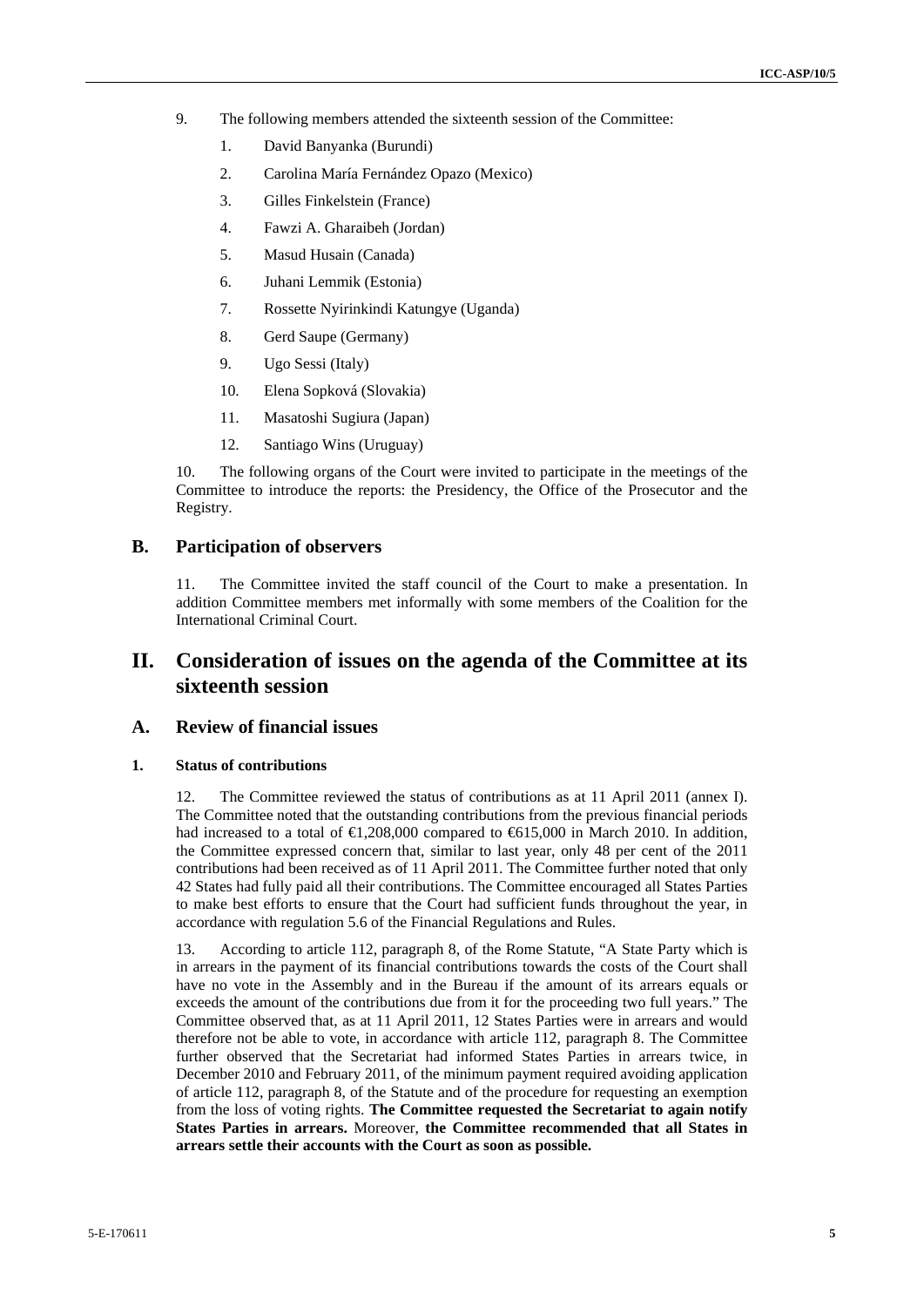9. The following members attended the sixteenth session of the Committee:

1. David Banyanka (Burundi)
2. Carolina María Fernández Opazo (Mexico)
3. Gilles Finkelstein (France)
4. Fawzi A. Gharaibeh (Jordan)
5. Masud Husain (Canada)
6. Juhani Lemmik (Estonia)
7. Rossette Nyirinkindi Katungye (Uganda)
8. Gerd Saupe (Germany)
9. Ugo Sessi (Italy)
10. Elena Sopková (Slovakia)
11. Masatoshi Sugiura (Japan)
12. Santiago Wins (Uruguay)

10. The following organs of the Court were invited to participate in the meetings of the Committee to introduce the reports: the Presidency, the Office of the Prosecutor and the Registry.

## B. Participation of observers

11. The Committee invited the staff council of the Court to make a presentation. In addition Committee members met informally with some members of the Coalition for the International Criminal Court.

# II. Consideration of issues on the agenda of the Committee at its sixteenth session

## A. Review of financial issues

### 1. Status of contributions

12. The Committee reviewed the status of contributions as at 11 April 2011 (annex I). The Committee noted that the outstanding contributions from the previous financial periods had increased to a total of €1,208,000 compared to €615,000 in March 2010. In addition, the Committee expressed concern that, similar to last year, only 48 per cent of the 2011 contributions had been received as of 11 April 2011. The Committee further noted that only 42 States had fully paid all their contributions. The Committee encouraged all States Parties to make best efforts to ensure that the Court had sufficient funds throughout the year, in accordance with regulation 5.6 of the Financial Regulations and Rules.

13. According to article 112, paragraph 8, of the Rome Statute, "A State Party which is in arrears in the payment of its financial contributions towards the costs of the Court shall have no vote in the Assembly and in the Bureau if the amount of its arrears equals or exceeds the amount of the contributions due from it for the proceeding two full years." The Committee observed that, as at 11 April 2011, 12 States Parties were in arrears and would therefore not be able to vote, in accordance with article 112, paragraph 8. The Committee further observed that the Secretariat had informed States Parties in arrears twice, in December 2010 and February 2011, of the minimum payment required avoiding application of article 112, paragraph 8, of the Statute and of the procedure for requesting an exemption from the loss of voting rights. **The Committee requested the Secretariat to again notify States Parties in arrears.** Moreover, **the Committee recommended that all States in arrears settle their accounts with the Court as soon as possible.**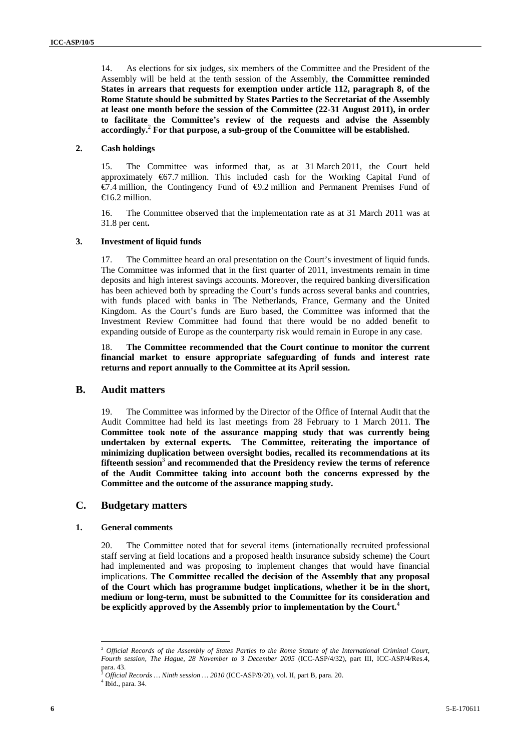14. As elections for six judges, six members of the Committee and the President of the Assembly will be held at the tenth session of the Assembly, **the Committee reminded States in arrears that requests for exemption under article 112, paragraph 8, of the Rome Statute should be submitted by States Parties to the Secretariat of the Assembly at least one month before the session of the Committee (22-31 August 2011), in order to facilitate the Committee's review of the requests and advise the Assembly accordingly.**[2] **For that purpose, a sub-group of the Committee will be established.**

### 2. Cash holdings

15. The Committee was informed that, as at 31 March 2011, the Court held approximately €67.7 million. This included cash for the Working Capital Fund of €7.4 million, the Contingency Fund of €9.2 million and Permanent Premises Fund of €16.2 million.

16. The Committee observed that the implementation rate as at 31 March 2011 was at 31.8 per cent**.**

### 3. Investment of liquid funds

17. The Committee heard an oral presentation on the Court's investment of liquid funds. The Committee was informed that in the first quarter of 2011, investments remain in time deposits and high interest savings accounts. Moreover, the required banking diversification has been achieved both by spreading the Court's funds across several banks and countries, with funds placed with banks in The Netherlands, France, Germany and the United Kingdom. As the Court's funds are Euro based, the Committee was informed that the Investment Review Committee had found that there would be no added benefit to expanding outside of Europe as the counterparty risk would remain in Europe in any case.

18. **The Committee recommended that the Court continue to monitor the current financial market to ensure appropriate safeguarding of funds and interest rate returns and report annually to the Committee at its April session.**

## B. Audit matters

19. The Committee was informed by the Director of the Office of Internal Audit that the Audit Committee had held its last meetings from 28 February to 1 March 2011. **The Committee took note of the assurance mapping study that was currently being undertaken by external experts. The Committee, reiterating the importance of minimizing duplication between oversight bodies, recalled its recommendations at its fifteenth session**[3] **and recommended that the Presidency review the terms of reference of the Audit Committee taking into account both the concerns expressed by the Committee and the outcome of the assurance mapping study.**

## C. Budgetary matters

### 1. General comments

20. The Committee noted that for several items (internationally recruited professional staff serving at field locations and a proposed health insurance subsidy scheme) the Court had implemented and was proposing to implement changes that would have financial implications. **The Committee recalled the decision of the Assembly that any proposal of the Court which has programme budget implications, whether it be in the short, medium or long-term, must be submitted to the Committee for its consideration and be explicitly approved by the Assembly prior to implementation by the Court.**[4]

---

[2] *Official Records of the Assembly of States Parties to the Rome Statute of the International Criminal Court, Fourth session, The Hague, 28 November to 3 December 2005* (ICC-ASP/4/32), part III, ICC-ASP/4/Res.4, para. 43.

[3] *Official Records … Ninth session … 2010* (ICC-ASP/9/20), vol. II, part B, para. 20.

[4] Ibid., para. 34.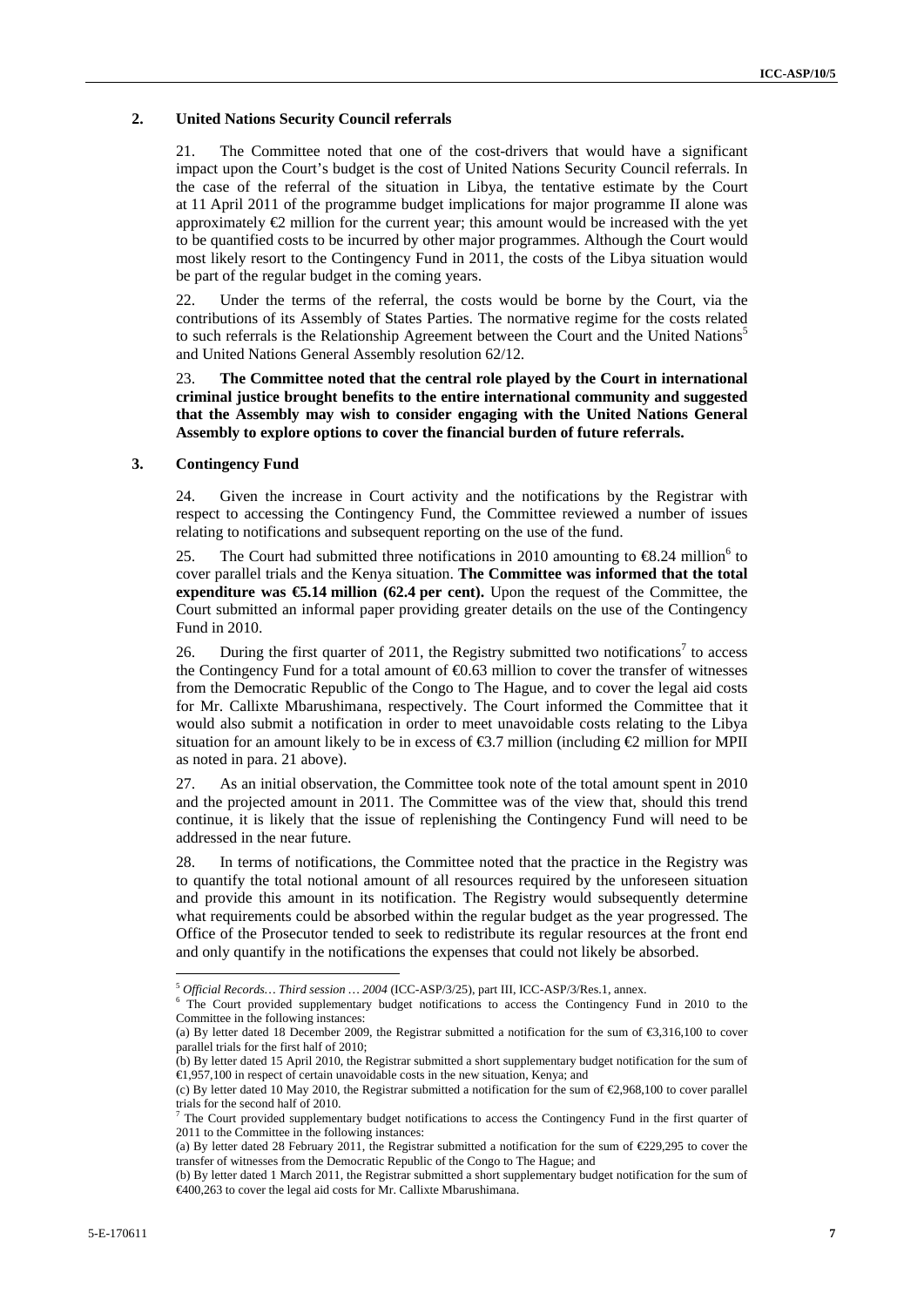## 2. United Nations Security Council referrals

21. The Committee noted that one of the cost-drivers that would have a significant impact upon the Court's budget is the cost of United Nations Security Council referrals. In the case of the referral of the situation in Libya, the tentative estimate by the Court at 11 April 2011 of the programme budget implications for major programme II alone was approximately €2 million for the current year; this amount would be increased with the yet to be quantified costs to be incurred by other major programmes. Although the Court would most likely resort to the Contingency Fund in 2011, the costs of the Libya situation would be part of the regular budget in the coming years.

22. Under the terms of the referral, the costs would be borne by the Court, via the contributions of its Assembly of States Parties. The normative regime for the costs related to such referrals is the Relationship Agreement between the Court and the United Nations[5] and United Nations General Assembly resolution 62/12.

23. **The Committee noted that the central role played by the Court in international criminal justice brought benefits to the entire international community and suggested that the Assembly may wish to consider engaging with the United Nations General Assembly to explore options to cover the financial burden of future referrals.**

## 3. Contingency Fund

24. Given the increase in Court activity and the notifications by the Registrar with respect to accessing the Contingency Fund, the Committee reviewed a number of issues relating to notifications and subsequent reporting on the use of the fund.

25. The Court had submitted three notifications in 2010 amounting to €8.24 million[6] to cover parallel trials and the Kenya situation. **The Committee was informed that the total expenditure was €5.14 million (62.4 per cent).** Upon the request of the Committee, the Court submitted an informal paper providing greater details on the use of the Contingency Fund in 2010.

26. During the first quarter of 2011, the Registry submitted two notifications[7] to access the Contingency Fund for a total amount of €0.63 million to cover the transfer of witnesses from the Democratic Republic of the Congo to The Hague, and to cover the legal aid costs for Mr. Callixte Mbarushimana, respectively. The Court informed the Committee that it would also submit a notification in order to meet unavoidable costs relating to the Libya situation for an amount likely to be in excess of €3.7 million (including €2 million for MPII as noted in para. 21 above).

27. As an initial observation, the Committee took note of the total amount spent in 2010 and the projected amount in 2011. The Committee was of the view that, should this trend continue, it is likely that the issue of replenishing the Contingency Fund will need to be addressed in the near future.

28. In terms of notifications, the Committee noted that the practice in the Registry was to quantify the total notional amount of all resources required by the unforeseen situation and provide this amount in its notification. The Registry would subsequently determine what requirements could be absorbed within the regular budget as the year progressed. The Office of the Prosecutor tended to seek to redistribute its regular resources at the front end and only quantify in the notifications the expenses that could not likely be absorbed.

---

[5] *Official Records… Third session … 2004* (ICC-ASP/3/25), part III, ICC-ASP/3/Res.1, annex.

[6] The Court provided supplementary budget notifications to access the Contingency Fund in 2010 to the Committee in the following instances:
(a) By letter dated 18 December 2009, the Registrar submitted a notification for the sum of €3,316,100 to cover parallel trials for the first half of 2010;
(b) By letter dated 15 April 2010, the Registrar submitted a short supplementary budget notification for the sum of €1,957,100 in respect of certain unavoidable costs in the new situation, Kenya; and
(c) By letter dated 10 May 2010, the Registrar submitted a notification for the sum of €2,968,100 to cover parallel trials for the second half of 2010.

[7] The Court provided supplementary budget notifications to access the Contingency Fund in the first quarter of 2011 to the Committee in the following instances:
(a) By letter dated 28 February 2011, the Registrar submitted a notification for the sum of €229,295 to cover the transfer of witnesses from the Democratic Republic of the Congo to The Hague; and
(b) By letter dated 1 March 2011, the Registrar submitted a short supplementary budget notification for the sum of €400,263 to cover the legal aid costs for Mr. Callixte Mbarushimana.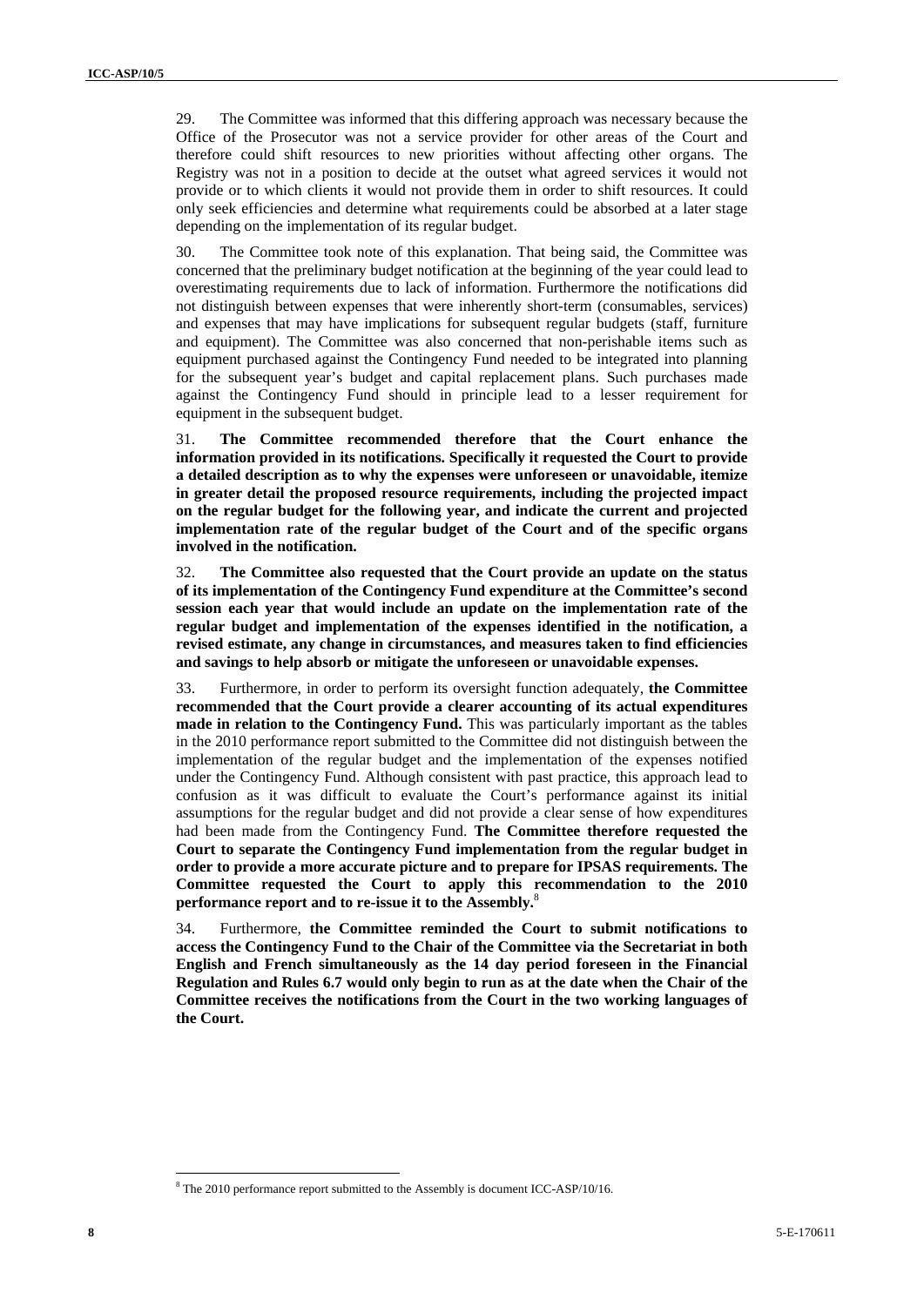29. The Committee was informed that this differing approach was necessary because the Office of the Prosecutor was not a service provider for other areas of the Court and therefore could shift resources to new priorities without affecting other organs. The Registry was not in a position to decide at the outset what agreed services it would not provide or to which clients it would not provide them in order to shift resources. It could only seek efficiencies and determine what requirements could be absorbed at a later stage depending on the implementation of its regular budget.

30. The Committee took note of this explanation. That being said, the Committee was concerned that the preliminary budget notification at the beginning of the year could lead to overestimating requirements due to lack of information. Furthermore the notifications did not distinguish between expenses that were inherently short-term (consumables, services) and expenses that may have implications for subsequent regular budgets (staff, furniture and equipment). The Committee was also concerned that non-perishable items such as equipment purchased against the Contingency Fund needed to be integrated into planning for the subsequent year's budget and capital replacement plans. Such purchases made against the Contingency Fund should in principle lead to a lesser requirement for equipment in the subsequent budget.

31. **The Committee recommended therefore that the Court enhance the information provided in its notifications. Specifically it requested the Court to provide a detailed description as to why the expenses were unforeseen or unavoidable, itemize in greater detail the proposed resource requirements, including the projected impact on the regular budget for the following year, and indicate the current and projected implementation rate of the regular budget of the Court and of the specific organs involved in the notification.**

32. **The Committee also requested that the Court provide an update on the status of its implementation of the Contingency Fund expenditure at the Committee's second session each year that would include an update on the implementation rate of the regular budget and implementation of the expenses identified in the notification, a revised estimate, any change in circumstances, and measures taken to find efficiencies and savings to help absorb or mitigate the unforeseen or unavoidable expenses.**

33. Furthermore, in order to perform its oversight function adequately, **the Committee recommended that the Court provide a clearer accounting of its actual expenditures made in relation to the Contingency Fund.** This was particularly important as the tables in the 2010 performance report submitted to the Committee did not distinguish between the implementation of the regular budget and the implementation of the expenses notified under the Contingency Fund. Although consistent with past practice, this approach lead to confusion as it was difficult to evaluate the Court's performance against its initial assumptions for the regular budget and did not provide a clear sense of how expenditures had been made from the Contingency Fund. **The Committee therefore requested the Court to separate the Contingency Fund implementation from the regular budget in order to provide a more accurate picture and to prepare for IPSAS requirements. The Committee requested the Court to apply this recommendation to the 2010 performance report and to re-issue it to the Assembly.**[8]

34. Furthermore, **the Committee reminded the Court to submit notifications to access the Contingency Fund to the Chair of the Committee via the Secretariat in both English and French simultaneously as the 14 day period foreseen in the Financial Regulation and Rules 6.7 would only begin to run as at the date when the Chair of the Committee receives the notifications from the Court in the two working languages of the Court.**

[8] The 2010 performance report submitted to the Assembly is document ICC-ASP/10/16.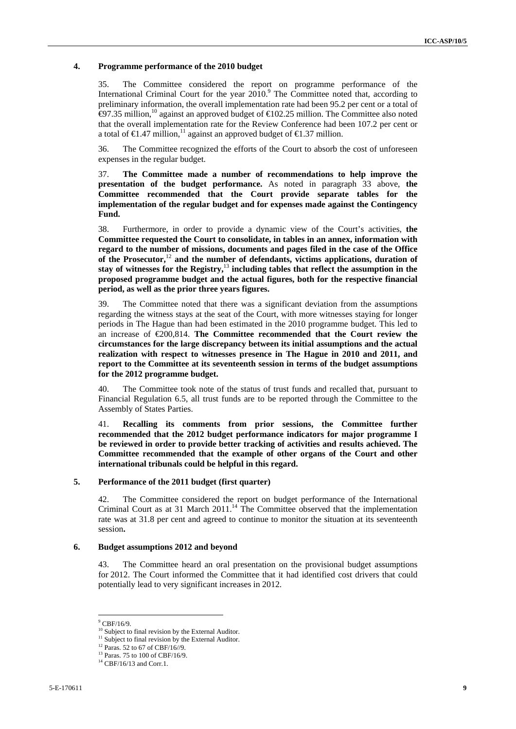### 4. Programme performance of the 2010 budget

35. The Committee considered the report on programme performance of the International Criminal Court for the year 2010.[9] The Committee noted that, according to preliminary information, the overall implementation rate had been 95.2 per cent or a total of €97.35 million,[10] against an approved budget of €102.25 million. The Committee also noted that the overall implementation rate for the Review Conference had been 107.2 per cent or a total of €1.47 million,[11] against an approved budget of €1.37 million.

36. The Committee recognized the efforts of the Court to absorb the cost of unforeseen expenses in the regular budget.

37. **The Committee made a number of recommendations to help improve the presentation of the budget performance.** As noted in paragraph 33 above, **the Committee recommended that the Court provide separate tables for the implementation of the regular budget and for expenses made against the Contingency Fund.**

38. Furthermore, in order to provide a dynamic view of the Court's activities, **the Committee requested the Court to consolidate, in tables in an annex, information with regard to the number of missions, documents and pages filed in the case of the Office of the Prosecutor,**[12] **and the number of defendants, victims applications, duration of stay of witnesses for the Registry,**[13] **including tables that reflect the assumption in the proposed programme budget and the actual figures, both for the respective financial period, as well as the prior three years figures.**

39. The Committee noted that there was a significant deviation from the assumptions regarding the witness stays at the seat of the Court, with more witnesses staying for longer periods in The Hague than had been estimated in the 2010 programme budget. This led to an increase of €200,814. **The Committee recommended that the Court review the circumstances for the large discrepancy between its initial assumptions and the actual realization with respect to witnesses presence in The Hague in 2010 and 2011, and report to the Committee at its seventeenth session in terms of the budget assumptions for the 2012 programme budget.**

40. The Committee took note of the status of trust funds and recalled that, pursuant to Financial Regulation 6.5, all trust funds are to be reported through the Committee to the Assembly of States Parties.

41. **Recalling its comments from prior sessions, the Committee further recommended that the 2012 budget performance indicators for major programme I be reviewed in order to provide better tracking of activities and results achieved. The Committee recommended that the example of other organs of the Court and other international tribunals could be helpful in this regard.**

### 5. Performance of the 2011 budget (first quarter)

42. The Committee considered the report on budget performance of the International Criminal Court as at 31 March 2011.[14] The Committee observed that the implementation rate was at 31.8 per cent and agreed to continue to monitor the situation at its seventeenth session**.**

### 6. Budget assumptions 2012 and beyond

43. The Committee heard an oral presentation on the provisional budget assumptions for 2012. The Court informed the Committee that it had identified cost drivers that could potentially lead to very significant increases in 2012.

---

[9] CBF/16/9.
[10] Subject to final revision by the External Auditor.
[11] Subject to final revision by the External Auditor.
[12] Paras. 52 to 67 of CBF/16//9.
[13] Paras. 75 to 100 of CBF/16/9.
[14] CBF/16/13 and Corr.1.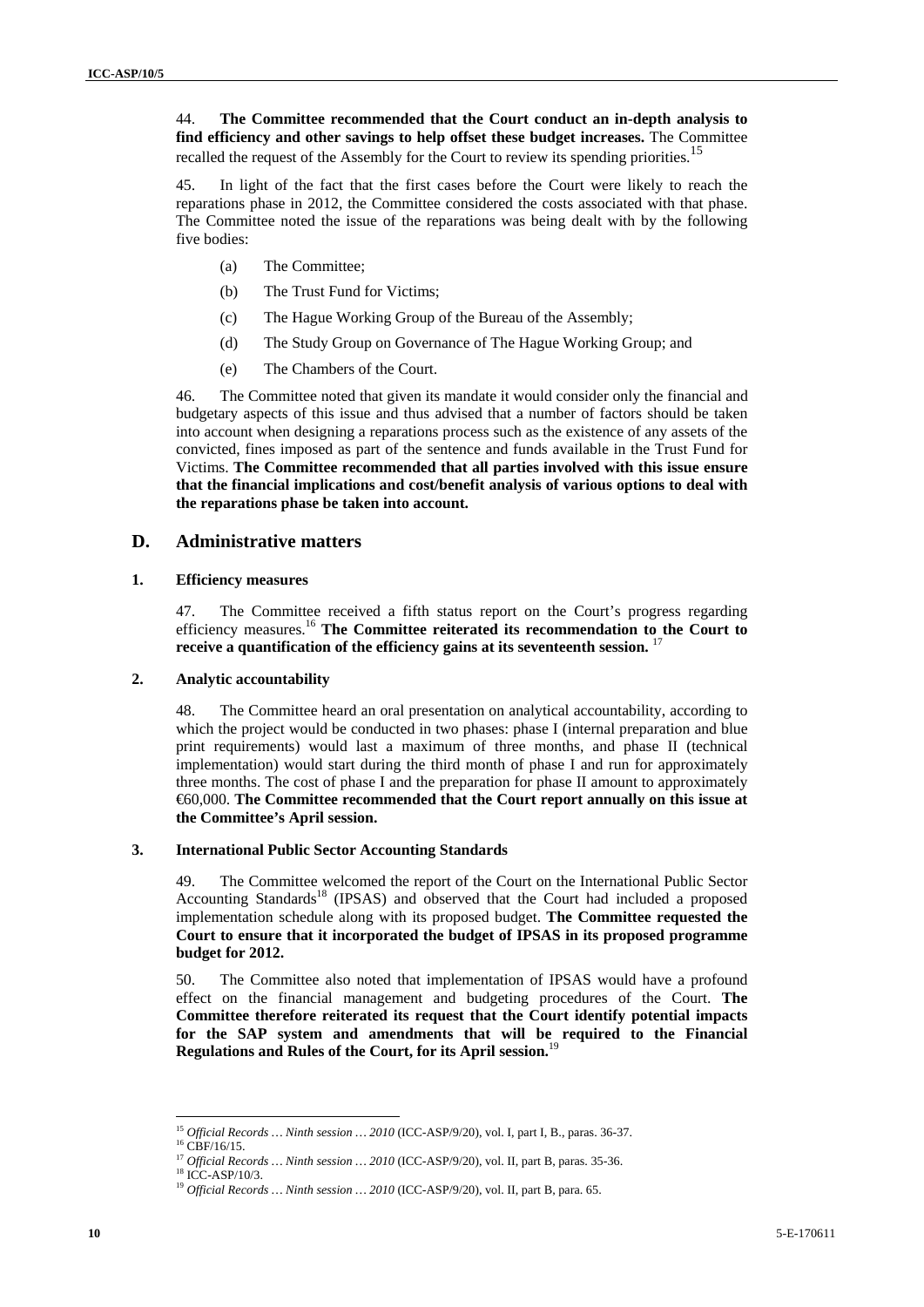44. **The Committee recommended that the Court conduct an in-depth analysis to find efficiency and other savings to help offset these budget increases.** The Committee recalled the request of the Assembly for the Court to review its spending priorities.[15]

45. In light of the fact that the first cases before the Court were likely to reach the reparations phase in 2012, the Committee considered the costs associated with that phase. The Committee noted the issue of the reparations was being dealt with by the following five bodies:

(a) The Committee;

(b) The Trust Fund for Victims;

(c) The Hague Working Group of the Bureau of the Assembly;

(d) The Study Group on Governance of The Hague Working Group; and

(e) The Chambers of the Court.

46. The Committee noted that given its mandate it would consider only the financial and budgetary aspects of this issue and thus advised that a number of factors should be taken into account when designing a reparations process such as the existence of any assets of the convicted, fines imposed as part of the sentence and funds available in the Trust Fund for Victims. **The Committee recommended that all parties involved with this issue ensure that the financial implications and cost/benefit analysis of various options to deal with the reparations phase be taken into account.**

## D. Administrative matters

### 1. Efficiency measures

47. The Committee received a fifth status report on the Court's progress regarding efficiency measures.[16] **The Committee reiterated its recommendation to the Court to receive a quantification of the efficiency gains at its seventeenth session.** [17]

### 2. Analytic accountability

48. The Committee heard an oral presentation on analytical accountability, according to which the project would be conducted in two phases: phase I (internal preparation and blue print requirements) would last a maximum of three months, and phase II (technical implementation) would start during the third month of phase I and run for approximately three months. The cost of phase I and the preparation for phase II amount to approximately €60,000. **The Committee recommended that the Court report annually on this issue at the Committee's April session.**

### 3. International Public Sector Accounting Standards

49. The Committee welcomed the report of the Court on the International Public Sector Accounting Standards[18] (IPSAS) and observed that the Court had included a proposed implementation schedule along with its proposed budget. **The Committee requested the Court to ensure that it incorporated the budget of IPSAS in its proposed programme budget for 2012.**

50. The Committee also noted that implementation of IPSAS would have a profound effect on the financial management and budgeting procedures of the Court. **The Committee therefore reiterated its request that the Court identify potential impacts for the SAP system and amendments that will be required to the Financial Regulations and Rules of the Court, for its April session.**[19]

---

[15] *Official Records … Ninth session … 2010* (ICC-ASP/9/20), vol. I, part I, B., paras. 36-37.

[16] CBF/16/15.

[17] *Official Records … Ninth session … 2010* (ICC-ASP/9/20), vol. II, part B, paras. 35-36.

[18] ICC-ASP/10/3.

[19] *Official Records … Ninth session … 2010* (ICC-ASP/9/20), vol. II, part B, para. 65.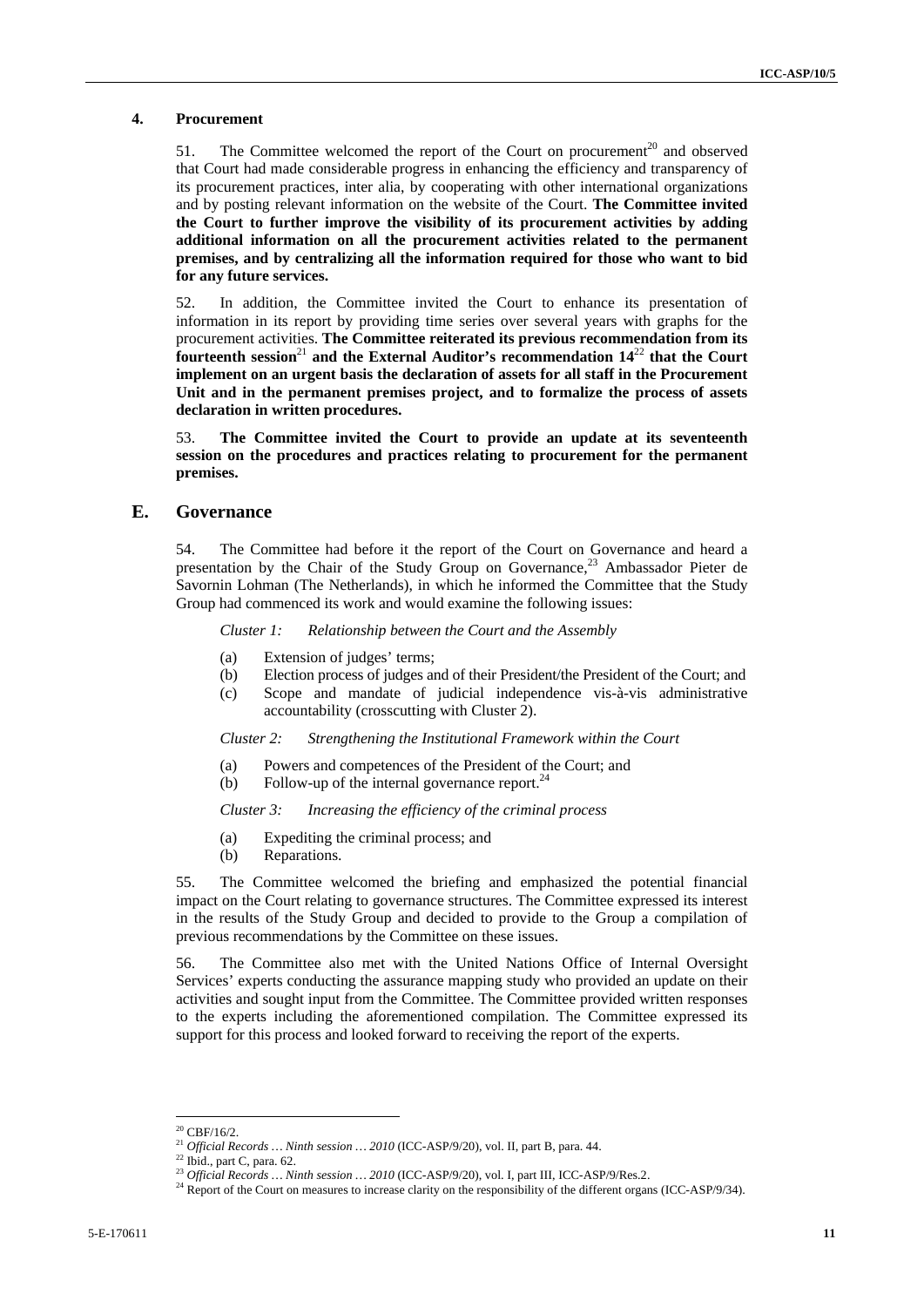### 4. Procurement

51. The Committee welcomed the report of the Court on procurement[20] and observed that Court had made considerable progress in enhancing the efficiency and transparency of its procurement practices, inter alia, by cooperating with other international organizations and by posting relevant information on the website of the Court. **The Committee invited the Court to further improve the visibility of its procurement activities by adding additional information on all the procurement activities related to the permanent premises, and by centralizing all the information required for those who want to bid for any future services.**

52. In addition, the Committee invited the Court to enhance its presentation of information in its report by providing time series over several years with graphs for the procurement activities. **The Committee reiterated its previous recommendation from its fourteenth session[21] and the External Auditor's recommendation 14[22] that the Court implement on an urgent basis the declaration of assets for all staff in the Procurement Unit and in the permanent premises project, and to formalize the process of assets declaration in written procedures.**

53. **The Committee invited the Court to provide an update at its seventeenth session on the procedures and practices relating to procurement for the permanent premises.**

## E. Governance

54. The Committee had before it the report of the Court on Governance and heard a presentation by the Chair of the Study Group on Governance,[23] Ambassador Pieter de Savornin Lohman (The Netherlands), in which he informed the Committee that the Study Group had commenced its work and would examine the following issues:

*Cluster 1: Relationship between the Court and the Assembly*

(a) Extension of judges' terms;
(b) Election process of judges and of their President/the President of the Court; and
(c) Scope and mandate of judicial independence vis-à-vis administrative accountability (crosscutting with Cluster 2).

*Cluster 2: Strengthening the Institutional Framework within the Court*

(a) Powers and competences of the President of the Court; and
(b) Follow-up of the internal governance report.[24]

*Cluster 3: Increasing the efficiency of the criminal process*

(a) Expediting the criminal process; and
(b) Reparations.

55. The Committee welcomed the briefing and emphasized the potential financial impact on the Court relating to governance structures. The Committee expressed its interest in the results of the Study Group and decided to provide to the Group a compilation of previous recommendations by the Committee on these issues.

56. The Committee also met with the United Nations Office of Internal Oversight Services' experts conducting the assurance mapping study who provided an update on their activities and sought input from the Committee. The Committee provided written responses to the experts including the aforementioned compilation. The Committee expressed its support for this process and looked forward to receiving the report of the experts.

---

[20] CBF/16/2.
[21] *Official Records … Ninth session … 2010* (ICC-ASP/9/20), vol. II, part B, para. 44.
[22] Ibid., part C, para. 62.
[23] *Official Records … Ninth session … 2010* (ICC-ASP/9/20), vol. I, part III, ICC-ASP/9/Res.2.
[24] Report of the Court on measures to increase clarity on the responsibility of the different organs (ICC-ASP/9/34).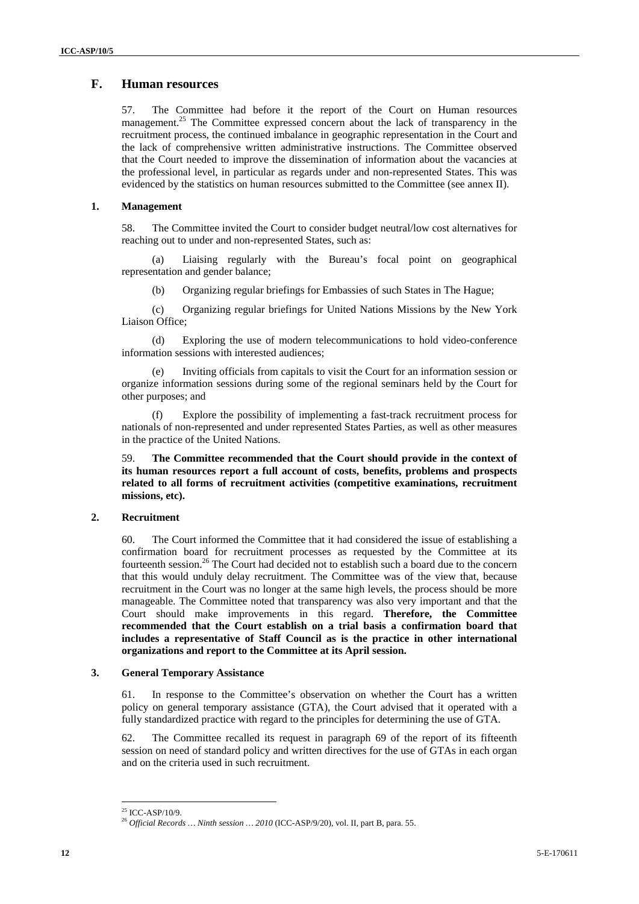## F. Human resources

57. The Committee had before it the report of the Court on Human resources management.[25] The Committee expressed concern about the lack of transparency in the recruitment process, the continued imbalance in geographic representation in the Court and the lack of comprehensive written administrative instructions. The Committee observed that the Court needed to improve the dissemination of information about the vacancies at the professional level, in particular as regards under and non-represented States. This was evidenced by the statistics on human resources submitted to the Committee (see annex II).

### 1. Management

58. The Committee invited the Court to consider budget neutral/low cost alternatives for reaching out to under and non-represented States, such as:

(a) Liaising regularly with the Bureau's focal point on geographical representation and gender balance;

(b) Organizing regular briefings for Embassies of such States in The Hague;

(c) Organizing regular briefings for United Nations Missions by the New York Liaison Office;

(d) Exploring the use of modern telecommunications to hold video-conference information sessions with interested audiences;

(e) Inviting officials from capitals to visit the Court for an information session or organize information sessions during some of the regional seminars held by the Court for other purposes; and

(f) Explore the possibility of implementing a fast-track recruitment process for nationals of non-represented and under represented States Parties, as well as other measures in the practice of the United Nations.

59. **The Committee recommended that the Court should provide in the context of its human resources report a full account of costs, benefits, problems and prospects related to all forms of recruitment activities (competitive examinations, recruitment missions, etc).**

### 2. Recruitment

60. The Court informed the Committee that it had considered the issue of establishing a confirmation board for recruitment processes as requested by the Committee at its fourteenth session.[26] The Court had decided not to establish such a board due to the concern that this would unduly delay recruitment. The Committee was of the view that, because recruitment in the Court was no longer at the same high levels, the process should be more manageable. The Committee noted that transparency was also very important and that the Court should make improvements in this regard. **Therefore, the Committee recommended that the Court establish on a trial basis a confirmation board that includes a representative of Staff Council as is the practice in other international organizations and report to the Committee at its April session.**

### 3. General Temporary Assistance

61. In response to the Committee's observation on whether the Court has a written policy on general temporary assistance (GTA), the Court advised that it operated with a fully standardized practice with regard to the principles for determining the use of GTA.

62. The Committee recalled its request in paragraph 69 of the report of its fifteenth session on need of standard policy and written directives for the use of GTAs in each organ and on the criteria used in such recruitment.

---

[25] ICC-ASP/10/9.

[26] *Official Records … Ninth session … 2010* (ICC-ASP/9/20), vol. II, part B, para. 55.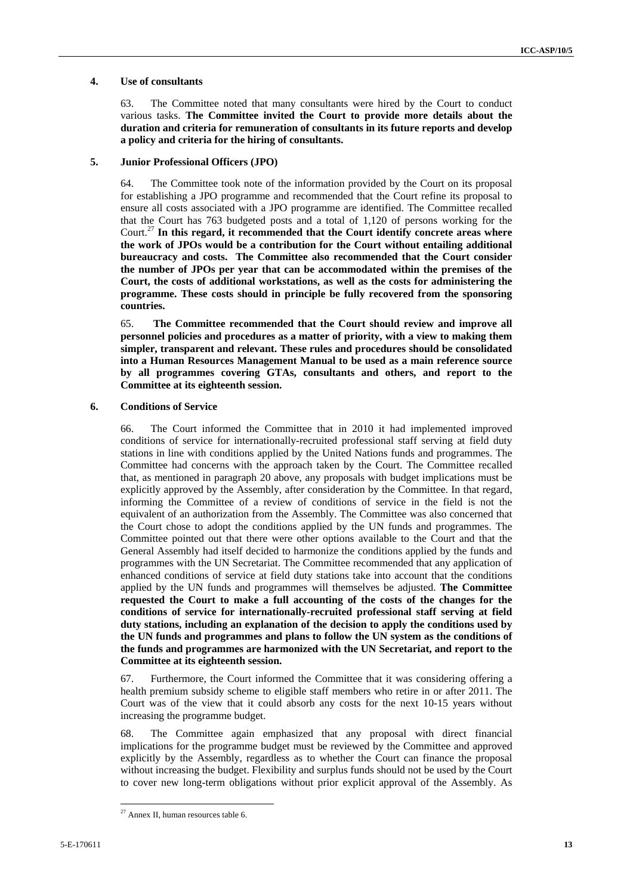### 4. Use of consultants

63. The Committee noted that many consultants were hired by the Court to conduct various tasks. **The Committee invited the Court to provide more details about the duration and criteria for remuneration of consultants in its future reports and develop a policy and criteria for the hiring of consultants.**

### 5. Junior Professional Officers (JPO)

64. The Committee took note of the information provided by the Court on its proposal for establishing a JPO programme and recommended that the Court refine its proposal to ensure all costs associated with a JPO programme are identified. The Committee recalled that the Court has 763 budgeted posts and a total of 1,120 of persons working for the Court.[27] **In this regard, it recommended that the Court identify concrete areas where the work of JPOs would be a contribution for the Court without entailing additional bureaucracy and costs. The Committee also recommended that the Court consider the number of JPOs per year that can be accommodated within the premises of the Court, the costs of additional workstations, as well as the costs for administering the programme. These costs should in principle be fully recovered from the sponsoring countries.**

65. **The Committee recommended that the Court should review and improve all personnel policies and procedures as a matter of priority, with a view to making them simpler, transparent and relevant. These rules and procedures should be consolidated into a Human Resources Management Manual to be used as a main reference source by all programmes covering GTAs, consultants and others, and report to the Committee at its eighteenth session.**

### 6. Conditions of Service

66. The Court informed the Committee that in 2010 it had implemented improved conditions of service for internationally-recruited professional staff serving at field duty stations in line with conditions applied by the United Nations funds and programmes. The Committee had concerns with the approach taken by the Court. The Committee recalled that, as mentioned in paragraph 20 above, any proposals with budget implications must be explicitly approved by the Assembly, after consideration by the Committee. In that regard, informing the Committee of a review of conditions of service in the field is not the equivalent of an authorization from the Assembly. The Committee was also concerned that the Court chose to adopt the conditions applied by the UN funds and programmes. The Committee pointed out that there were other options available to the Court and that the General Assembly had itself decided to harmonize the conditions applied by the funds and programmes with the UN Secretariat. The Committee recommended that any application of enhanced conditions of service at field duty stations take into account that the conditions applied by the UN funds and programmes will themselves be adjusted. **The Committee requested the Court to make a full accounting of the costs of the changes for the conditions of service for internationally-recruited professional staff serving at field duty stations, including an explanation of the decision to apply the conditions used by the UN funds and programmes and plans to follow the UN system as the conditions of the funds and programmes are harmonized with the UN Secretariat, and report to the Committee at its eighteenth session.**

67. Furthermore, the Court informed the Committee that it was considering offering a health premium subsidy scheme to eligible staff members who retire in or after 2011. The Court was of the view that it could absorb any costs for the next 10-15 years without increasing the programme budget.

68. The Committee again emphasized that any proposal with direct financial implications for the programme budget must be reviewed by the Committee and approved explicitly by the Assembly, regardless as to whether the Court can finance the proposal without increasing the budget. Flexibility and surplus funds should not be used by the Court to cover new long-term obligations without prior explicit approval of the Assembly. As

[27] Annex II, human resources table 6.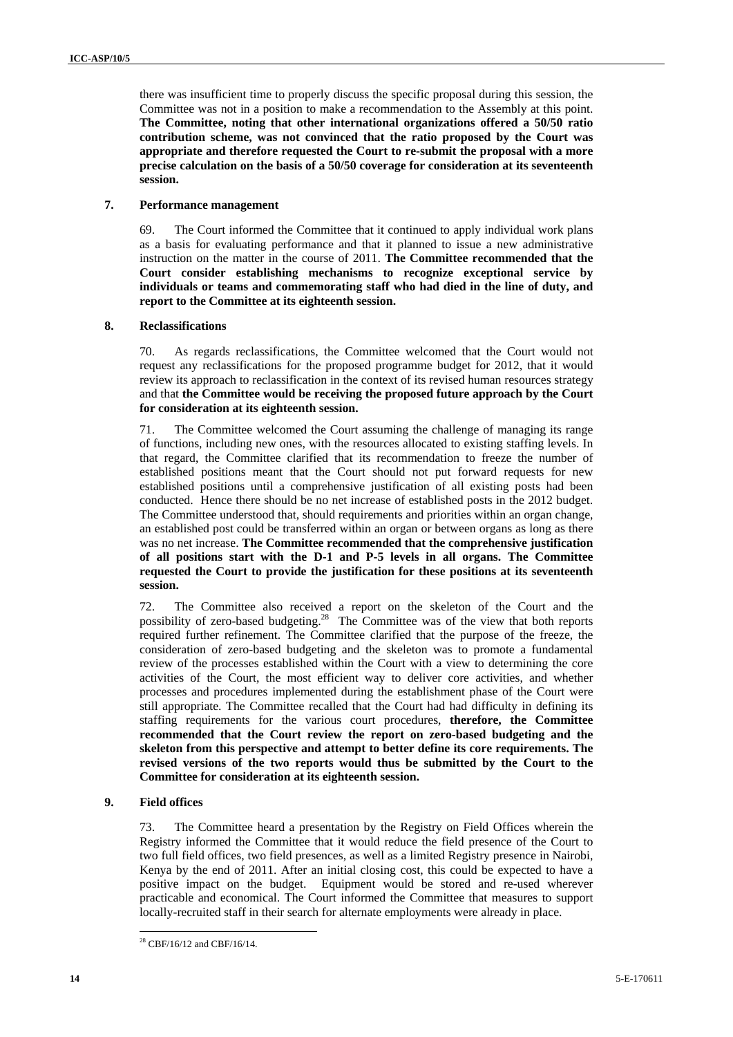there was insufficient time to properly discuss the specific proposal during this session, the Committee was not in a position to make a recommendation to the Assembly at this point. **The Committee, noting that other international organizations offered a 50/50 ratio contribution scheme, was not convinced that the ratio proposed by the Court was appropriate and therefore requested the Court to re-submit the proposal with a more precise calculation on the basis of a 50/50 coverage for consideration at its seventeenth session.**

### 7. Performance management

69. The Court informed the Committee that it continued to apply individual work plans as a basis for evaluating performance and that it planned to issue a new administrative instruction on the matter in the course of 2011. **The Committee recommended that the Court consider establishing mechanisms to recognize exceptional service by individuals or teams and commemorating staff who had died in the line of duty, and report to the Committee at its eighteenth session.**

### 8. Reclassifications

70. As regards reclassifications, the Committee welcomed that the Court would not request any reclassifications for the proposed programme budget for 2012, that it would review its approach to reclassification in the context of its revised human resources strategy and that **the Committee would be receiving the proposed future approach by the Court for consideration at its eighteenth session.**

71. The Committee welcomed the Court assuming the challenge of managing its range of functions, including new ones, with the resources allocated to existing staffing levels. In that regard, the Committee clarified that its recommendation to freeze the number of established positions meant that the Court should not put forward requests for new established positions until a comprehensive justification of all existing posts had been conducted. Hence there should be no net increase of established posts in the 2012 budget. The Committee understood that, should requirements and priorities within an organ change, an established post could be transferred within an organ or between organs as long as there was no net increase. **The Committee recommended that the comprehensive justification of all positions start with the D-1 and P-5 levels in all organs. The Committee requested the Court to provide the justification for these positions at its seventeenth session.**

72. The Committee also received a report on the skeleton of the Court and the possibility of zero-based budgeting.[28] The Committee was of the view that both reports required further refinement. The Committee clarified that the purpose of the freeze, the consideration of zero-based budgeting and the skeleton was to promote a fundamental review of the processes established within the Court with a view to determining the core activities of the Court, the most efficient way to deliver core activities, and whether processes and procedures implemented during the establishment phase of the Court were still appropriate. The Committee recalled that the Court had had difficulty in defining its staffing requirements for the various court procedures, **therefore, the Committee recommended that the Court review the report on zero-based budgeting and the skeleton from this perspective and attempt to better define its core requirements. The revised versions of the two reports would thus be submitted by the Court to the Committee for consideration at its eighteenth session.**

### 9. Field offices

73. The Committee heard a presentation by the Registry on Field Offices wherein the Registry informed the Committee that it would reduce the field presence of the Court to two full field offices, two field presences, as well as a limited Registry presence in Nairobi, Kenya by the end of 2011. After an initial closing cost, this could be expected to have a positive impact on the budget. Equipment would be stored and re-used wherever practicable and economical. The Court informed the Committee that measures to support locally-recruited staff in their search for alternate employments were already in place.

---

[28] CBF/16/12 and CBF/16/14.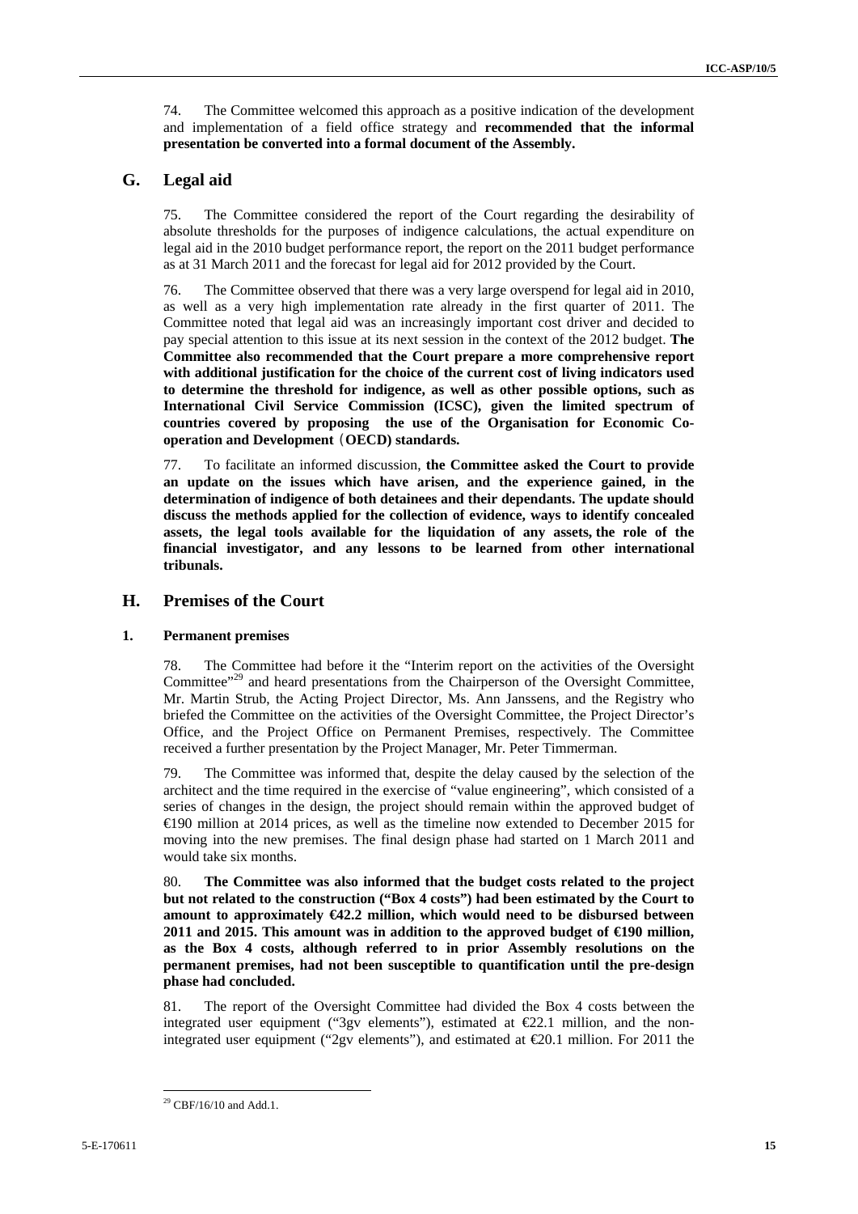74. The Committee welcomed this approach as a positive indication of the development and implementation of a field office strategy and **recommended that the informal presentation be converted into a formal document of the Assembly.**

## G. Legal aid

75. The Committee considered the report of the Court regarding the desirability of absolute thresholds for the purposes of indigence calculations, the actual expenditure on legal aid in the 2010 budget performance report, the report on the 2011 budget performance as at 31 March 2011 and the forecast for legal aid for 2012 provided by the Court.

76. The Committee observed that there was a very large overspend for legal aid in 2010, as well as a very high implementation rate already in the first quarter of 2011. The Committee noted that legal aid was an increasingly important cost driver and decided to pay special attention to this issue at its next session in the context of the 2012 budget. **The Committee also recommended that the Court prepare a more comprehensive report with additional justification for the choice of the current cost of living indicators used to determine the threshold for indigence, as well as other possible options, such as International Civil Service Commission (ICSC), given the limited spectrum of countries covered by proposing the use of the Organisation for Economic Co-operation and Development (OECD) standards.**

77. To facilitate an informed discussion, **the Committee asked the Court to provide an update on the issues which have arisen, and the experience gained, in the determination of indigence of both detainees and their dependants. The update should discuss the methods applied for the collection of evidence, ways to identify concealed assets, the legal tools available for the liquidation of any assets, the role of the financial investigator, and any lessons to be learned from other international tribunals.**

## H. Premises of the Court

### 1. Permanent premises

78. The Committee had before it the "Interim report on the activities of the Oversight Committee"[29] and heard presentations from the Chairperson of the Oversight Committee, Mr. Martin Strub, the Acting Project Director, Ms. Ann Janssens, and the Registry who briefed the Committee on the activities of the Oversight Committee, the Project Director's Office, and the Project Office on Permanent Premises, respectively. The Committee received a further presentation by the Project Manager, Mr. Peter Timmerman.

79. The Committee was informed that, despite the delay caused by the selection of the architect and the time required in the exercise of "value engineering", which consisted of a series of changes in the design, the project should remain within the approved budget of €190 million at 2014 prices, as well as the timeline now extended to December 2015 for moving into the new premises. The final design phase had started on 1 March 2011 and would take six months.

80. **The Committee was also informed that the budget costs related to the project but not related to the construction ("Box 4 costs") had been estimated by the Court to amount to approximately €42.2 million, which would need to be disbursed between 2011 and 2015. This amount was in addition to the approved budget of €190 million, as the Box 4 costs, although referred to in prior Assembly resolutions on the permanent premises, had not been susceptible to quantification until the pre-design phase had concluded.**

81. The report of the Oversight Committee had divided the Box 4 costs between the integrated user equipment ("3gv elements"), estimated at €22.1 million, and the non-integrated user equipment ("2gv elements"), and estimated at €20.1 million. For 2011 the

[29] CBF/16/10 and Add.1.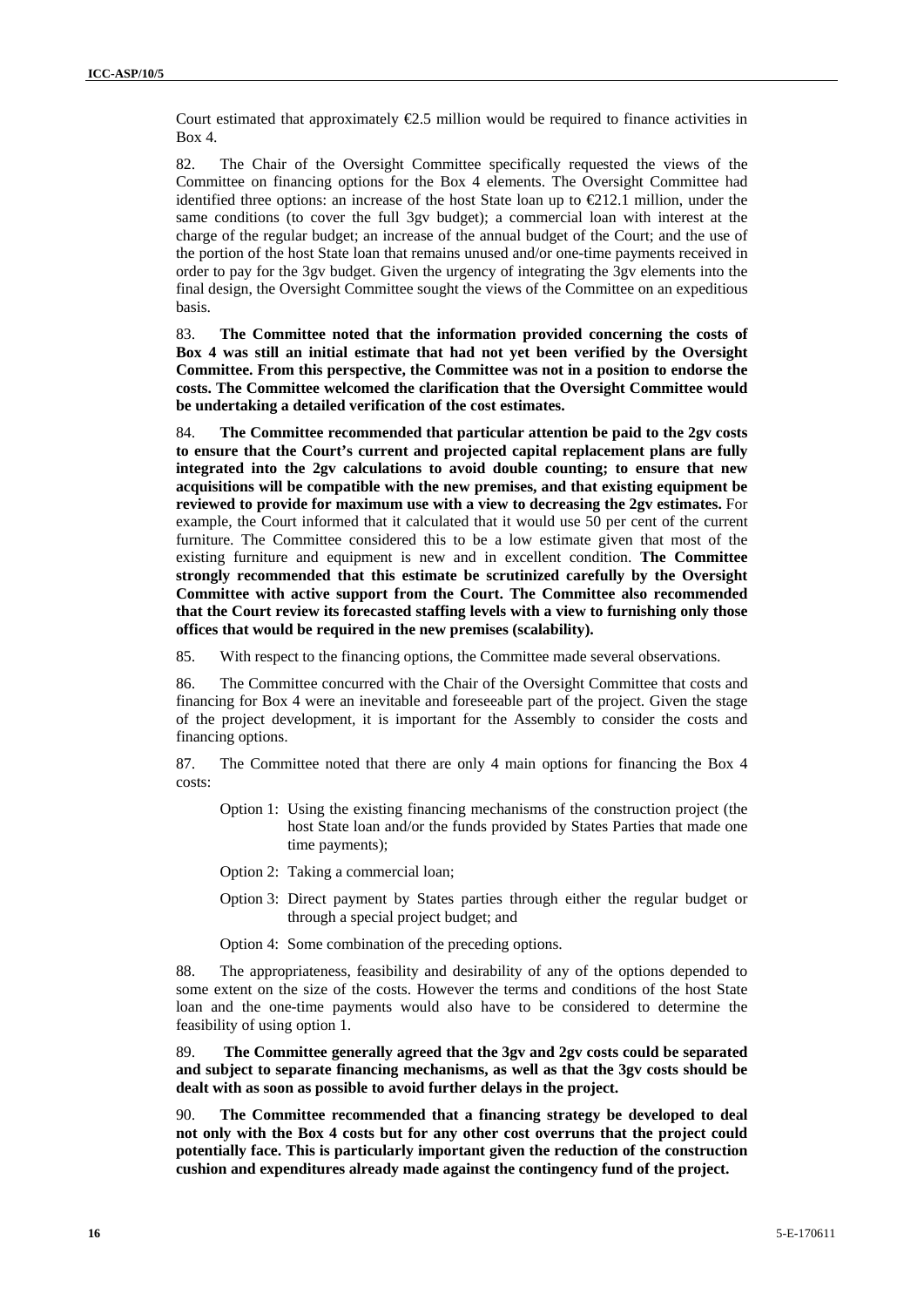Court estimated that approximately €2.5 million would be required to finance activities in Box 4.

82. The Chair of the Oversight Committee specifically requested the views of the Committee on financing options for the Box 4 elements. The Oversight Committee had identified three options: an increase of the host State loan up to €212.1 million, under the same conditions (to cover the full 3gv budget); a commercial loan with interest at the charge of the regular budget; an increase of the annual budget of the Court; and the use of the portion of the host State loan that remains unused and/or one-time payments received in order to pay for the 3gv budget. Given the urgency of integrating the 3gv elements into the final design, the Oversight Committee sought the views of the Committee on an expeditious basis.

83. **The Committee noted that the information provided concerning the costs of Box 4 was still an initial estimate that had not yet been verified by the Oversight Committee. From this perspective, the Committee was not in a position to endorse the costs. The Committee welcomed the clarification that the Oversight Committee would be undertaking a detailed verification of the cost estimates.**

84. **The Committee recommended that particular attention be paid to the 2gv costs to ensure that the Court's current and projected capital replacement plans are fully integrated into the 2gv calculations to avoid double counting; to ensure that new acquisitions will be compatible with the new premises, and that existing equipment be reviewed to provide for maximum use with a view to decreasing the 2gv estimates.** For example, the Court informed that it calculated that it would use 50 per cent of the current furniture. The Committee considered this to be a low estimate given that most of the existing furniture and equipment is new and in excellent condition. **The Committee strongly recommended that this estimate be scrutinized carefully by the Oversight Committee with active support from the Court. The Committee also recommended that the Court review its forecasted staffing levels with a view to furnishing only those offices that would be required in the new premises (scalability).**

85. With respect to the financing options, the Committee made several observations.

86. The Committee concurred with the Chair of the Oversight Committee that costs and financing for Box 4 were an inevitable and foreseeable part of the project. Given the stage of the project development, it is important for the Assembly to consider the costs and financing options.

87. The Committee noted that there are only 4 main options for financing the Box 4 costs:

- Option 1: Using the existing financing mechanisms of the construction project (the host State loan and/or the funds provided by States Parties that made one time payments);
- Option 2: Taking a commercial loan;
- Option 3: Direct payment by States parties through either the regular budget or through a special project budget; and
- Option 4: Some combination of the preceding options.

88. The appropriateness, feasibility and desirability of any of the options depended to some extent on the size of the costs. However the terms and conditions of the host State loan and the one-time payments would also have to be considered to determine the feasibility of using option 1.

89. **The Committee generally agreed that the 3gv and 2gv costs could be separated and subject to separate financing mechanisms, as well as that the 3gv costs should be dealt with as soon as possible to avoid further delays in the project.**

90. **The Committee recommended that a financing strategy be developed to deal not only with the Box 4 costs but for any other cost overruns that the project could potentially face. This is particularly important given the reduction of the construction cushion and expenditures already made against the contingency fund of the project.**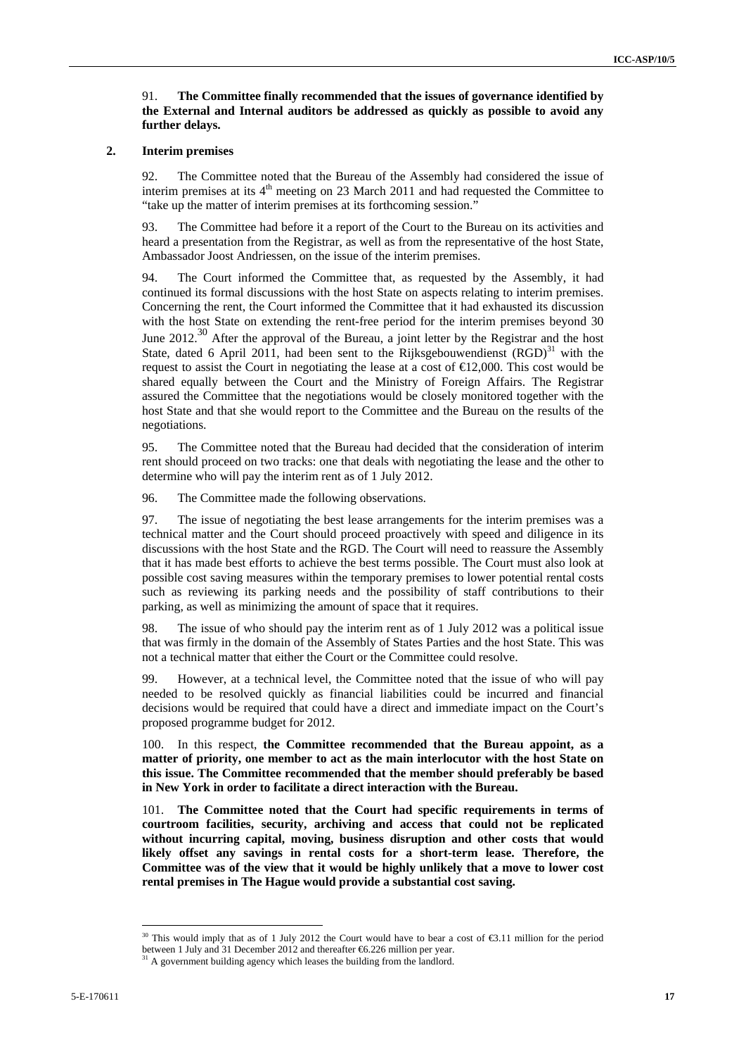91. **The Committee finally recommended that the issues of governance identified by the External and Internal auditors be addressed as quickly as possible to avoid any further delays.**

## 2. Interim premises

92. The Committee noted that the Bureau of the Assembly had considered the issue of interim premises at its 4th meeting on 23 March 2011 and had requested the Committee to "take up the matter of interim premises at its forthcoming session."

93. The Committee had before it a report of the Court to the Bureau on its activities and heard a presentation from the Registrar, as well as from the representative of the host State, Ambassador Joost Andriessen, on the issue of the interim premises.

94. The Court informed the Committee that, as requested by the Assembly, it had continued its formal discussions with the host State on aspects relating to interim premises. Concerning the rent, the Court informed the Committee that it had exhausted its discussion with the host State on extending the rent-free period for the interim premises beyond 30 June 2012.[30] After the approval of the Bureau, a joint letter by the Registrar and the host State, dated 6 April 2011, had been sent to the Rijksgebouwendienst (RGD)[31] with the request to assist the Court in negotiating the lease at a cost of €12,000. This cost would be shared equally between the Court and the Ministry of Foreign Affairs. The Registrar assured the Committee that the negotiations would be closely monitored together with the host State and that she would report to the Committee and the Bureau on the results of the negotiations.

95. The Committee noted that the Bureau had decided that the consideration of interim rent should proceed on two tracks: one that deals with negotiating the lease and the other to determine who will pay the interim rent as of 1 July 2012.

96. The Committee made the following observations.

97. The issue of negotiating the best lease arrangements for the interim premises was a technical matter and the Court should proceed proactively with speed and diligence in its discussions with the host State and the RGD. The Court will need to reassure the Assembly that it has made best efforts to achieve the best terms possible. The Court must also look at possible cost saving measures within the temporary premises to lower potential rental costs such as reviewing its parking needs and the possibility of staff contributions to their parking, as well as minimizing the amount of space that it requires.

98. The issue of who should pay the interim rent as of 1 July 2012 was a political issue that was firmly in the domain of the Assembly of States Parties and the host State. This was not a technical matter that either the Court or the Committee could resolve.

99. However, at a technical level, the Committee noted that the issue of who will pay needed to be resolved quickly as financial liabilities could be incurred and financial decisions would be required that could have a direct and immediate impact on the Court's proposed programme budget for 2012.

100. In this respect, **the Committee recommended that the Bureau appoint, as a matter of priority, one member to act as the main interlocutor with the host State on this issue. The Committee recommended that the member should preferably be based in New York in order to facilitate a direct interaction with the Bureau.**

101. **The Committee noted that the Court had specific requirements in terms of courtroom facilities, security, archiving and access that could not be replicated without incurring capital, moving, business disruption and other costs that would likely offset any savings in rental costs for a short-term lease. Therefore, the Committee was of the view that it would be highly unlikely that a move to lower cost rental premises in The Hague would provide a substantial cost saving.**

---

[30] This would imply that as of 1 July 2012 the Court would have to bear a cost of €3.11 million for the period between 1 July and 31 December 2012 and thereafter €6.226 million per year.

[31] A government building agency which leases the building from the landlord.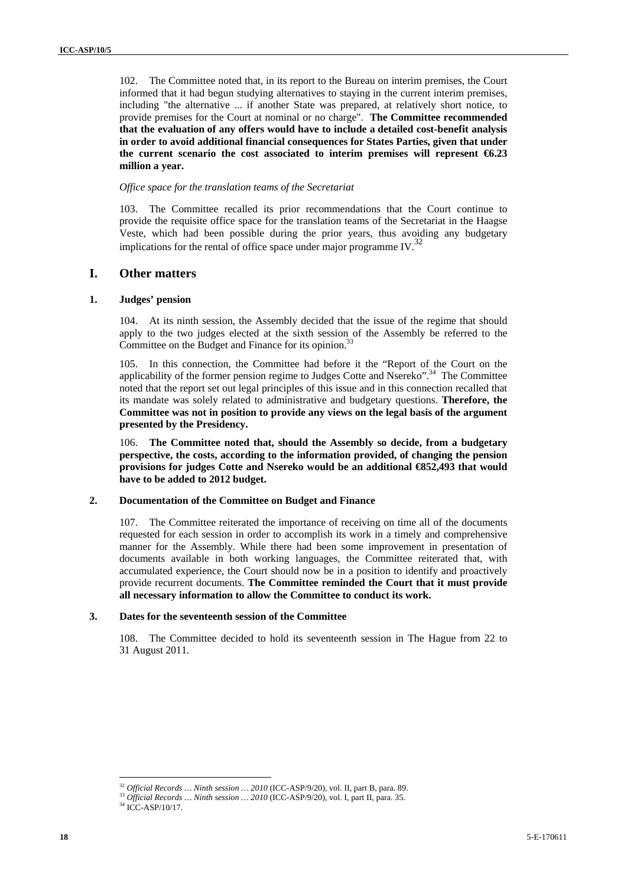102. The Committee noted that, in its report to the Bureau on interim premises, the Court informed that it had begun studying alternatives to staying in the current interim premises, including "the alternative ... if another State was prepared, at relatively short notice, to provide premises for the Court at nominal or no charge". **The Committee recommended that the evaluation of any offers would have to include a detailed cost-benefit analysis in order to avoid additional financial consequences for States Parties, given that under the current scenario the cost associated to interim premises will represent €6.23 million a year.**

*Office space for the translation teams of the Secretariat*

103. The Committee recalled its prior recommendations that the Court continue to provide the requisite office space for the translation teams of the Secretariat in the Haagse Veste, which had been possible during the prior years, thus avoiding any budgetary implications for the rental of office space under major programme IV.[32]

## I. Other matters

### 1. Judges' pension

104. At its ninth session, the Assembly decided that the issue of the regime that should apply to the two judges elected at the sixth session of the Assembly be referred to the Committee on the Budget and Finance for its opinion.[33]

105. In this connection, the Committee had before it the "Report of the Court on the applicability of the former pension regime to Judges Cotte and Nsereko".[34] The Committee noted that the report set out legal principles of this issue and in this connection recalled that its mandate was solely related to administrative and budgetary questions. **Therefore, the Committee was not in position to provide any views on the legal basis of the argument presented by the Presidency.**

106. **The Committee noted that, should the Assembly so decide, from a budgetary perspective, the costs, according to the information provided, of changing the pension provisions for judges Cotte and Nsereko would be an additional €852,493 that would have to be added to 2012 budget.**

### 2. Documentation of the Committee on Budget and Finance

107. The Committee reiterated the importance of receiving on time all of the documents requested for each session in order to accomplish its work in a timely and comprehensive manner for the Assembly. While there had been some improvement in presentation of documents available in both working languages, the Committee reiterated that, with accumulated experience, the Court should now be in a position to identify and proactively provide recurrent documents. **The Committee reminded the Court that it must provide all necessary information to allow the Committee to conduct its work.**

### 3. Dates for the seventeenth session of the Committee

108. The Committee decided to hold its seventeenth session in The Hague from 22 to 31 August 2011.

---

[32] *Official Records … Ninth session … 2010* (ICC-ASP/9/20), vol. II, part B, para. 89.

[33] *Official Records … Ninth session … 2010* (ICC-ASP/9/20), vol. I, part II, para. 35.

[34] ICC-ASP/10/17.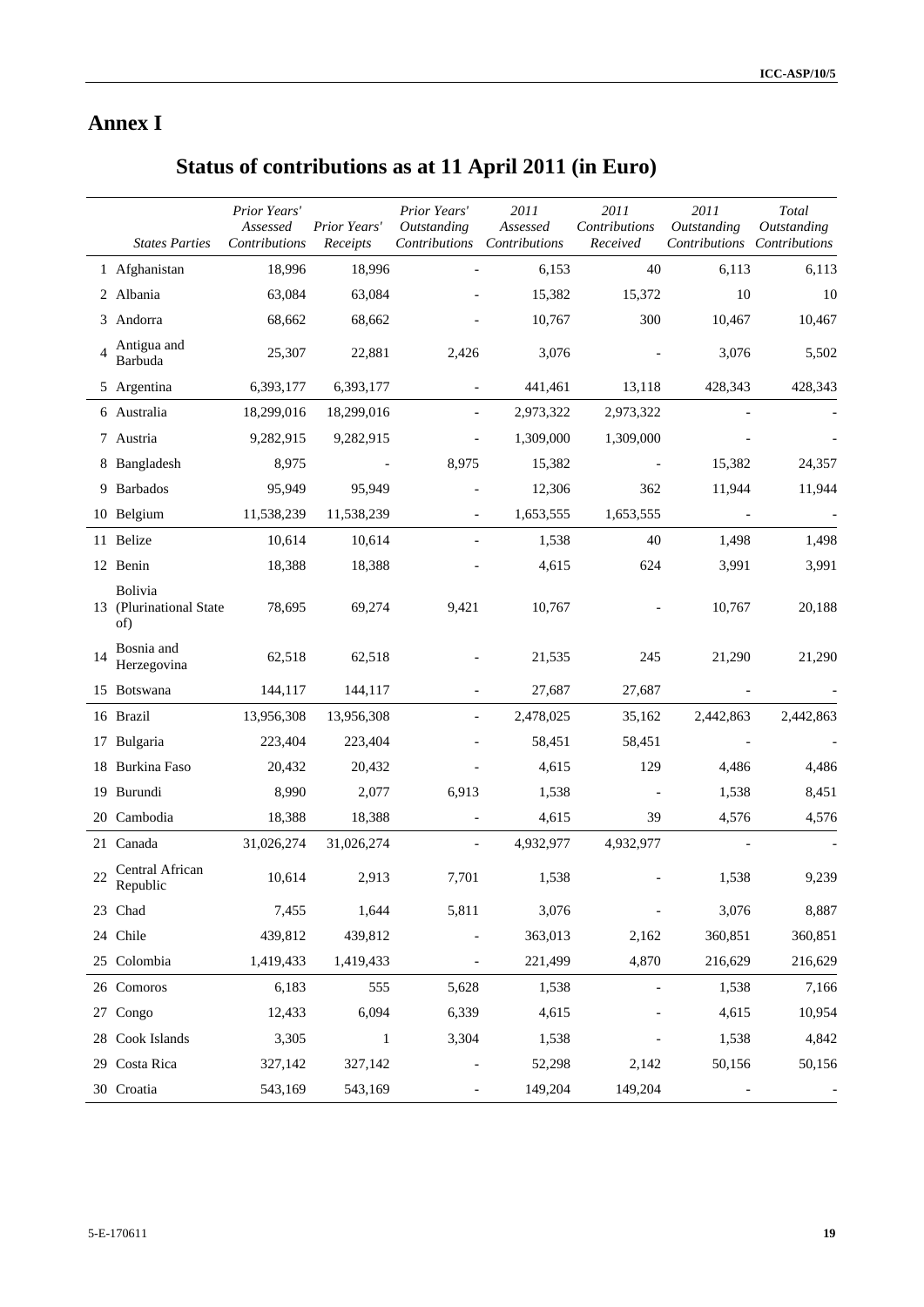# Annex I

## Status of contributions as at 11 April 2011 (in Euro)

| | *States Parties* | *Prior Years' Assessed Contributions* | *Prior Years' Receipts* | *Prior Years' Outstanding Contributions* | *2011 Assessed Contributions* | *2011 Contributions Received* | *2011 Outstanding Contributions* | *Total Outstanding Contributions* |
|---|---|---|---|---|---|---|---|---|
| 1 | Afghanistan | 18,996 | 18,996 | - | 6,153 | 40 | 6,113 | 6,113 |
| 2 | Albania | 63,084 | 63,084 | - | 15,382 | 15,372 | 10 | 10 |
| 3 | Andorra | 68,662 | 68,662 | - | 10,767 | 300 | 10,467 | 10,467 |
| 4 | Antigua and Barbuda | 25,307 | 22,881 | 2,426 | 3,076 | - | 3,076 | 5,502 |
| 5 | Argentina | 6,393,177 | 6,393,177 | - | 441,461 | 13,118 | 428,343 | 428,343 |
| 6 | Australia | 18,299,016 | 18,299,016 | - | 2,973,322 | 2,973,322 | - | - |
| 7 | Austria | 9,282,915 | 9,282,915 | - | 1,309,000 | 1,309,000 | - | - |
| 8 | Bangladesh | 8,975 | - | 8,975 | 15,382 | - | 15,382 | 24,357 |
| 9 | Barbados | 95,949 | 95,949 | - | 12,306 | 362 | 11,944 | 11,944 |
| 10 | Belgium | 11,538,239 | 11,538,239 | - | 1,653,555 | 1,653,555 | - | - |
| 11 | Belize | 10,614 | 10,614 | - | 1,538 | 40 | 1,498 | 1,498 |
| 12 | Benin | 18,388 | 18,388 | - | 4,615 | 624 | 3,991 | 3,991 |
| 13 | Bolivia (Plurinational State of) | 78,695 | 69,274 | 9,421 | 10,767 | - | 10,767 | 20,188 |
| 14 | Bosnia and Herzegovina | 62,518 | 62,518 | - | 21,535 | 245 | 21,290 | 21,290 |
| 15 | Botswana | 144,117 | 144,117 | - | 27,687 | 27,687 | - | - |
| 16 | Brazil | 13,956,308 | 13,956,308 | - | 2,478,025 | 35,162 | 2,442,863 | 2,442,863 |
| 17 | Bulgaria | 223,404 | 223,404 | - | 58,451 | 58,451 | - | - |
| 18 | Burkina Faso | 20,432 | 20,432 | - | 4,615 | 129 | 4,486 | 4,486 |
| 19 | Burundi | 8,990 | 2,077 | 6,913 | 1,538 | - | 1,538 | 8,451 |
| 20 | Cambodia | 18,388 | 18,388 | - | 4,615 | 39 | 4,576 | 4,576 |
| 21 | Canada | 31,026,274 | 31,026,274 | - | 4,932,977 | 4,932,977 | - | - |
| 22 | Central African Republic | 10,614 | 2,913 | 7,701 | 1,538 | - | 1,538 | 9,239 |
| 23 | Chad | 7,455 | 1,644 | 5,811 | 3,076 | - | 3,076 | 8,887 |
| 24 | Chile | 439,812 | 439,812 | - | 363,013 | 2,162 | 360,851 | 360,851 |
| 25 | Colombia | 1,419,433 | 1,419,433 | - | 221,499 | 4,870 | 216,629 | 216,629 |
| 26 | Comoros | 6,183 | 555 | 5,628 | 1,538 | - | 1,538 | 7,166 |
| 27 | Congo | 12,433 | 6,094 | 6,339 | 4,615 | - | 4,615 | 10,954 |
| 28 | Cook Islands | 3,305 | 1 | 3,304 | 1,538 | - | 1,538 | 4,842 |
| 29 | Costa Rica | 327,142 | 327,142 | - | 52,298 | 2,142 | 50,156 | 50,156 |
| 30 | Croatia | 543,169 | 543,169 | - | 149,204 | 149,204 | - | - |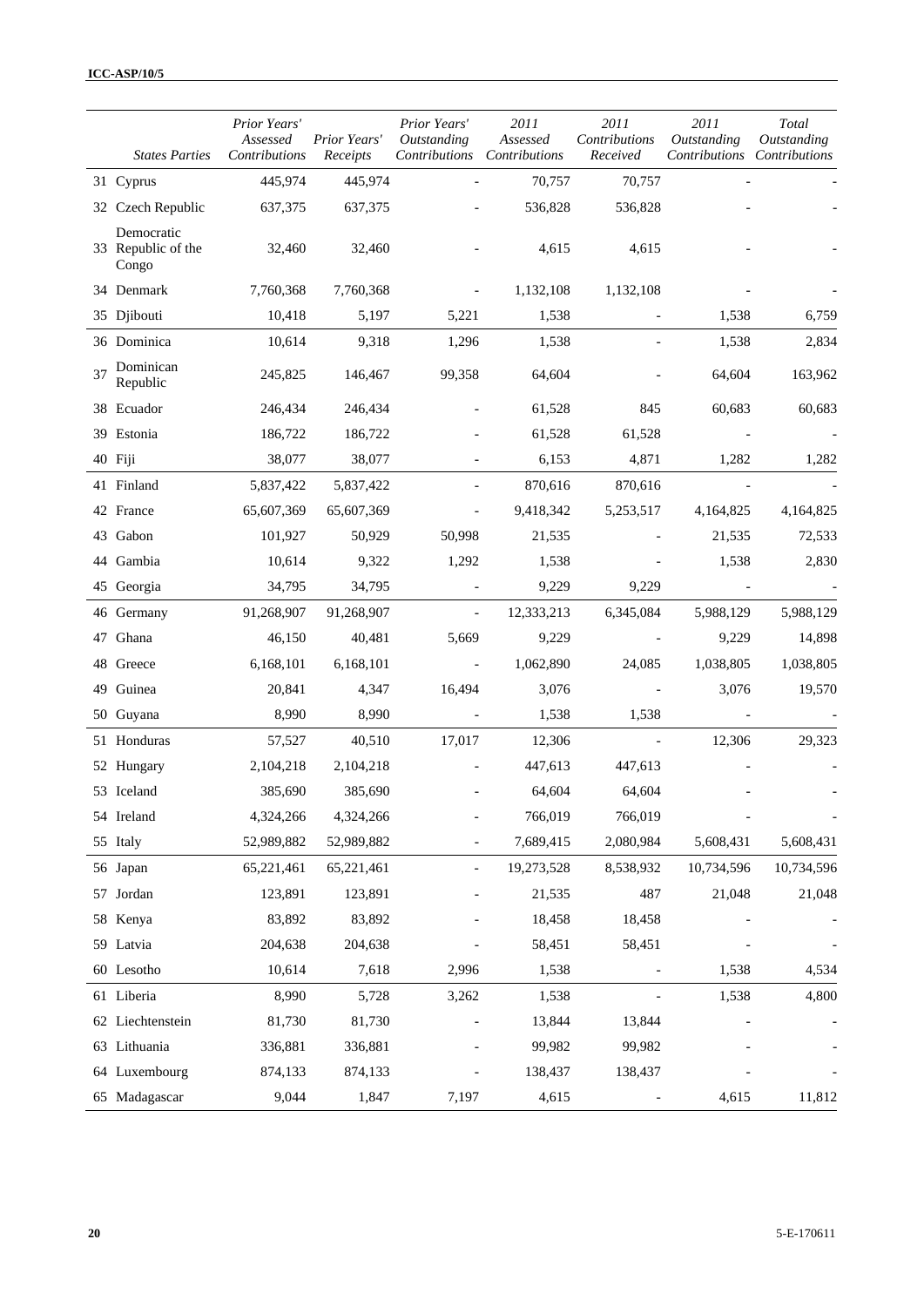| | States Parties | Prior Years' Assessed Contributions | Prior Years' Receipts | Prior Years' Outstanding Contributions | 2011 Assessed Contributions | 2011 Contributions Received | 2011 Outstanding Contributions | Total Outstanding Contributions |
|---|---|---|---|---|---|---|---|---|
| 31 | Cyprus | 445,974 | 445,974 | - | 70,757 | 70,757 | - | - |
| 32 | Czech Republic | 637,375 | 637,375 | - | 536,828 | 536,828 | - | - |
| 33 | Democratic Republic of the Congo | 32,460 | 32,460 | - | 4,615 | 4,615 | - | - |
| 34 | Denmark | 7,760,368 | 7,760,368 | - | 1,132,108 | 1,132,108 | - | - |
| 35 | Djibouti | 10,418 | 5,197 | 5,221 | 1,538 | - | 1,538 | 6,759 |
| 36 | Dominica | 10,614 | 9,318 | 1,296 | 1,538 | - | 1,538 | 2,834 |
| 37 | Dominican Republic | 245,825 | 146,467 | 99,358 | 64,604 | - | 64,604 | 163,962 |
| 38 | Ecuador | 246,434 | 246,434 | - | 61,528 | 845 | 60,683 | 60,683 |
| 39 | Estonia | 186,722 | 186,722 | - | 61,528 | 61,528 | - | - |
| 40 | Fiji | 38,077 | 38,077 | - | 6,153 | 4,871 | 1,282 | 1,282 |
| 41 | Finland | 5,837,422 | 5,837,422 | - | 870,616 | 870,616 | - | - |
| 42 | France | 65,607,369 | 65,607,369 | - | 9,418,342 | 5,253,517 | 4,164,825 | 4,164,825 |
| 43 | Gabon | 101,927 | 50,929 | 50,998 | 21,535 | - | 21,535 | 72,533 |
| 44 | Gambia | 10,614 | 9,322 | 1,292 | 1,538 | - | 1,538 | 2,830 |
| 45 | Georgia | 34,795 | 34,795 | - | 9,229 | 9,229 | - | - |
| 46 | Germany | 91,268,907 | 91,268,907 | - | 12,333,213 | 6,345,084 | 5,988,129 | 5,988,129 |
| 47 | Ghana | 46,150 | 40,481 | 5,669 | 9,229 | - | 9,229 | 14,898 |
| 48 | Greece | 6,168,101 | 6,168,101 | - | 1,062,890 | 24,085 | 1,038,805 | 1,038,805 |
| 49 | Guinea | 20,841 | 4,347 | 16,494 | 3,076 | - | 3,076 | 19,570 |
| 50 | Guyana | 8,990 | 8,990 | - | 1,538 | 1,538 | - | - |
| 51 | Honduras | 57,527 | 40,510 | 17,017 | 12,306 | - | 12,306 | 29,323 |
| 52 | Hungary | 2,104,218 | 2,104,218 | - | 447,613 | 447,613 | - | - |
| 53 | Iceland | 385,690 | 385,690 | - | 64,604 | 64,604 | - | - |
| 54 | Ireland | 4,324,266 | 4,324,266 | - | 766,019 | 766,019 | - | - |
| 55 | Italy | 52,989,882 | 52,989,882 | - | 7,689,415 | 2,080,984 | 5,608,431 | 5,608,431 |
| 56 | Japan | 65,221,461 | 65,221,461 | - | 19,273,528 | 8,538,932 | 10,734,596 | 10,734,596 |
| 57 | Jordan | 123,891 | 123,891 | - | 21,535 | 487 | 21,048 | 21,048 |
| 58 | Kenya | 83,892 | 83,892 | - | 18,458 | 18,458 | - | - |
| 59 | Latvia | 204,638 | 204,638 | - | 58,451 | 58,451 | - | - |
| 60 | Lesotho | 10,614 | 7,618 | 2,996 | 1,538 | - | 1,538 | 4,534 |
| 61 | Liberia | 8,990 | 5,728 | 3,262 | 1,538 | - | 1,538 | 4,800 |
| 62 | Liechtenstein | 81,730 | 81,730 | - | 13,844 | 13,844 | - | - |
| 63 | Lithuania | 336,881 | 336,881 | - | 99,982 | 99,982 | - | - |
| 64 | Luxembourg | 874,133 | 874,133 | - | 138,437 | 138,437 | - | - |
| 65 | Madagascar | 9,044 | 1,847 | 7,197 | 4,615 | - | 4,615 | 11,812 |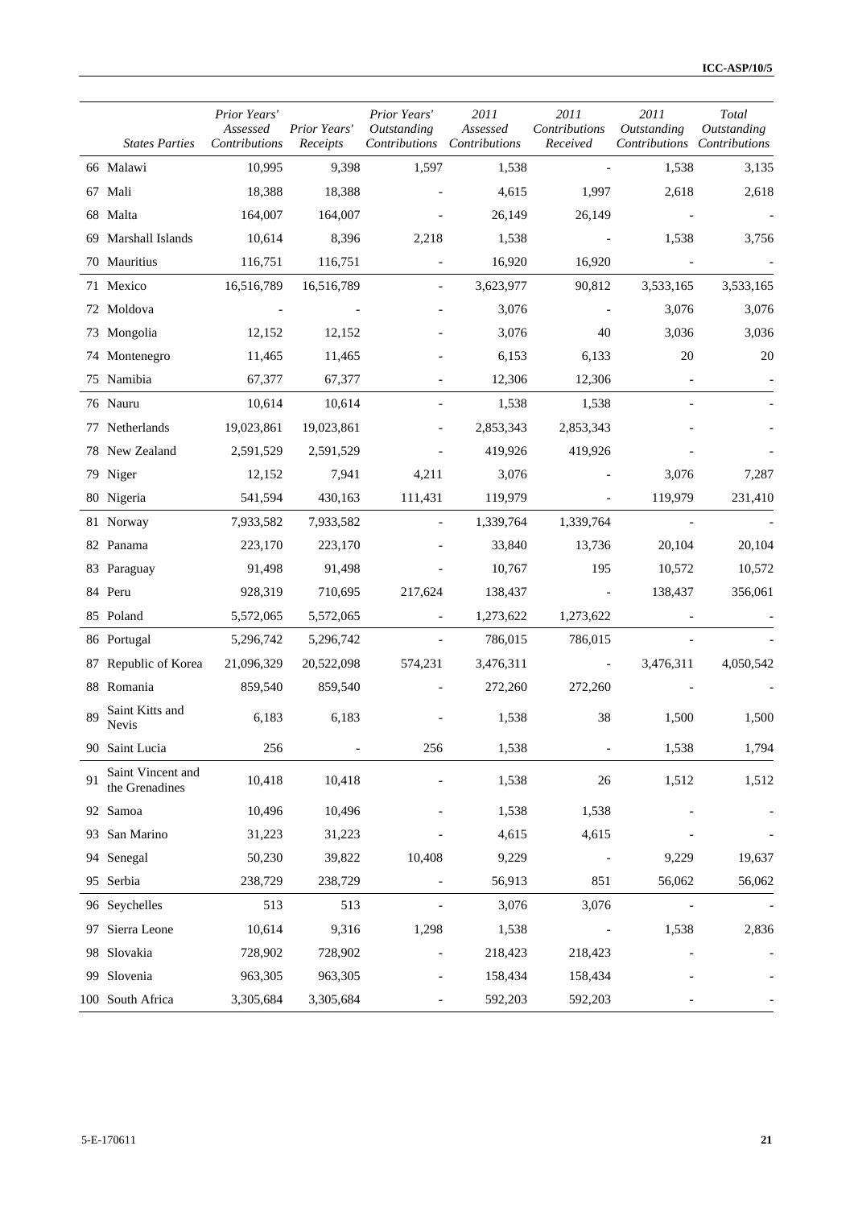| | States Parties | Prior Years' Assessed Contributions | Prior Years' Receipts | Prior Years' Outstanding Contributions | 2011 Assessed Contributions | 2011 Contributions Received | 2011 Outstanding Contributions | Total Outstanding Contributions |
|---|---|---|---|---|---|---|---|---|
| 66 | Malawi | 10,995 | 9,398 | 1,597 | 1,538 | - | 1,538 | 3,135 |
| 67 | Mali | 18,388 | 18,388 | - | 4,615 | 1,997 | 2,618 | 2,618 |
| 68 | Malta | 164,007 | 164,007 | - | 26,149 | 26,149 | - | - |
| 69 | Marshall Islands | 10,614 | 8,396 | 2,218 | 1,538 | - | 1,538 | 3,756 |
| 70 | Mauritius | 116,751 | 116,751 | - | 16,920 | 16,920 | - | - |
| 71 | Mexico | 16,516,789 | 16,516,789 | - | 3,623,977 | 90,812 | 3,533,165 | 3,533,165 |
| 72 | Moldova | - | - | - | 3,076 | - | 3,076 | 3,076 |
| 73 | Mongolia | 12,152 | 12,152 | - | 3,076 | 40 | 3,036 | 3,036 |
| 74 | Montenegro | 11,465 | 11,465 | - | 6,153 | 6,133 | 20 | 20 |
| 75 | Namibia | 67,377 | 67,377 | - | 12,306 | 12,306 | - | - |
| 76 | Nauru | 10,614 | 10,614 | - | 1,538 | 1,538 | - | - |
| 77 | Netherlands | 19,023,861 | 19,023,861 | - | 2,853,343 | 2,853,343 | - | - |
| 78 | New Zealand | 2,591,529 | 2,591,529 | - | 419,926 | 419,926 | - | - |
| 79 | Niger | 12,152 | 7,941 | 4,211 | 3,076 | - | 3,076 | 7,287 |
| 80 | Nigeria | 541,594 | 430,163 | 111,431 | 119,979 | - | 119,979 | 231,410 |
| 81 | Norway | 7,933,582 | 7,933,582 | - | 1,339,764 | 1,339,764 | - | - |
| 82 | Panama | 223,170 | 223,170 | - | 33,840 | 13,736 | 20,104 | 20,104 |
| 83 | Paraguay | 91,498 | 91,498 | - | 10,767 | 195 | 10,572 | 10,572 |
| 84 | Peru | 928,319 | 710,695 | 217,624 | 138,437 | - | 138,437 | 356,061 |
| 85 | Poland | 5,572,065 | 5,572,065 | - | 1,273,622 | 1,273,622 | - | - |
| 86 | Portugal | 5,296,742 | 5,296,742 | - | 786,015 | 786,015 | - | - |
| 87 | Republic of Korea | 21,096,329 | 20,522,098 | 574,231 | 3,476,311 | - | 3,476,311 | 4,050,542 |
| 88 | Romania | 859,540 | 859,540 | - | 272,260 | 272,260 | - | - |
| 89 | Saint Kitts and Nevis | 6,183 | 6,183 | - | 1,538 | 38 | 1,500 | 1,500 |
| 90 | Saint Lucia | 256 | - | 256 | 1,538 | - | 1,538 | 1,794 |
| 91 | Saint Vincent and the Grenadines | 10,418 | 10,418 | - | 1,538 | 26 | 1,512 | 1,512 |
| 92 | Samoa | 10,496 | 10,496 | - | 1,538 | 1,538 | - | - |
| 93 | San Marino | 31,223 | 31,223 | - | 4,615 | 4,615 | - | - |
| 94 | Senegal | 50,230 | 39,822 | 10,408 | 9,229 | - | 9,229 | 19,637 |
| 95 | Serbia | 238,729 | 238,729 | - | 56,913 | 851 | 56,062 | 56,062 |
| 96 | Seychelles | 513 | 513 | - | 3,076 | 3,076 | - | - |
| 97 | Sierra Leone | 10,614 | 9,316 | 1,298 | 1,538 | - | 1,538 | 2,836 |
| 98 | Slovakia | 728,902 | 728,902 | - | 218,423 | 218,423 | - | - |
| 99 | Slovenia | 963,305 | 963,305 | - | 158,434 | 158,434 | - | - |
| 100 | South Africa | 3,305,684 | 3,305,684 | - | 592,203 | 592,203 | - | - |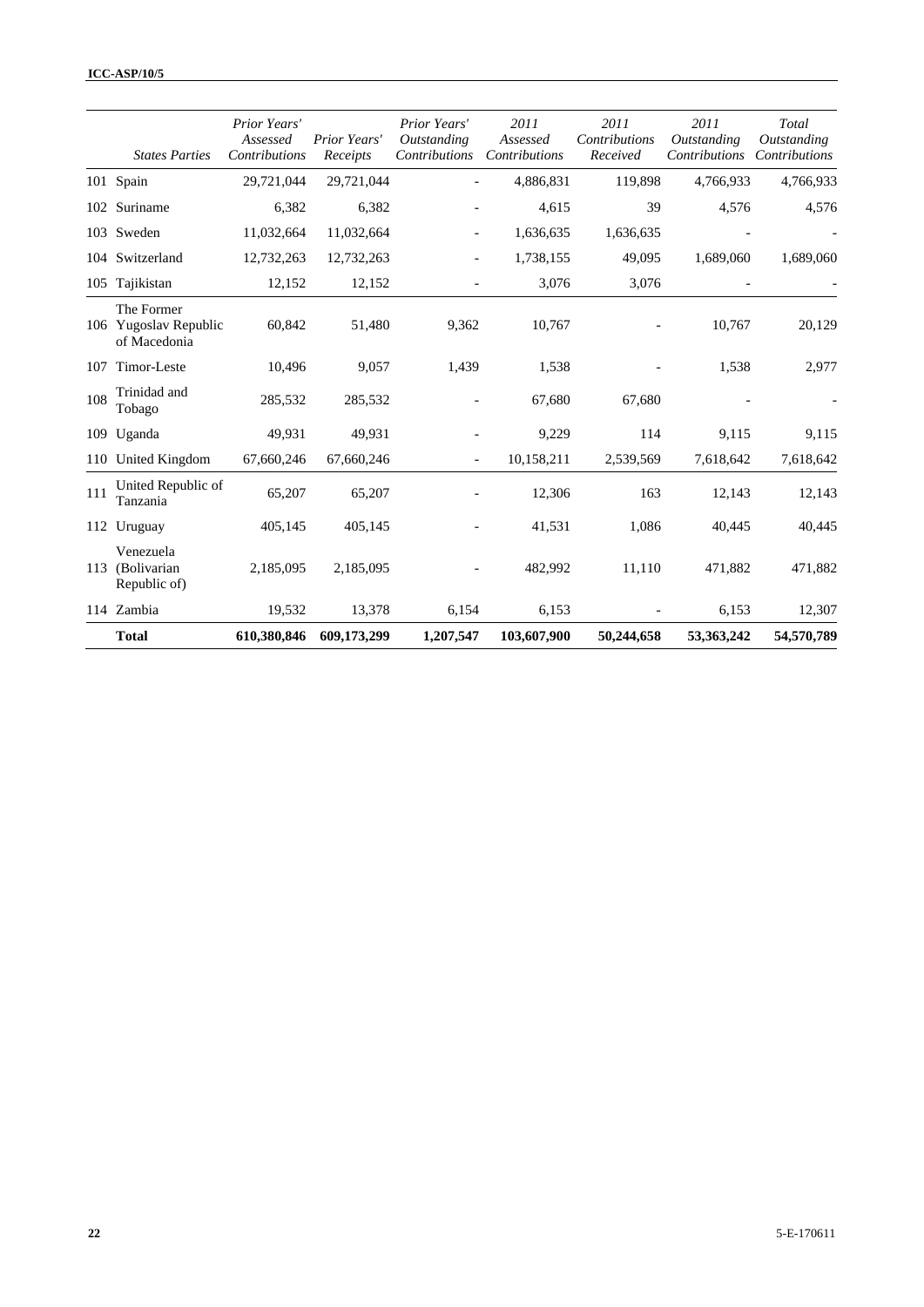| | States Parties | *Prior Years' Assessed Contributions* | *Prior Years' Receipts* | *Prior Years' Outstanding Contributions* | *2011 Assessed Contributions* | *2011 Contributions Received* | *2011 Outstanding Contributions* | *Total Outstanding Contributions* |
|---|---|---|---|---|---|---|---|---|
| 101 | Spain | 29,721,044 | 29,721,044 | - | 4,886,831 | 119,898 | 4,766,933 | 4,766,933 |
| 102 | Suriname | 6,382 | 6,382 | - | 4,615 | 39 | 4,576 | 4,576 |
| 103 | Sweden | 11,032,664 | 11,032,664 | - | 1,636,635 | 1,636,635 | - | - |
| 104 | Switzerland | 12,732,263 | 12,732,263 | - | 1,738,155 | 49,095 | 1,689,060 | 1,689,060 |
| 105 | Tajikistan | 12,152 | 12,152 | - | 3,076 | 3,076 | - | - |
| 106 | The Former Yugoslav Republic of Macedonia | 60,842 | 51,480 | 9,362 | 10,767 | - | 10,767 | 20,129 |
| 107 | Timor-Leste | 10,496 | 9,057 | 1,439 | 1,538 | - | 1,538 | 2,977 |
| 108 | Trinidad and Tobago | 285,532 | 285,532 | - | 67,680 | 67,680 | - | - |
| 109 | Uganda | 49,931 | 49,931 | - | 9,229 | 114 | 9,115 | 9,115 |
| 110 | United Kingdom | 67,660,246 | 67,660,246 | - | 10,158,211 | 2,539,569 | 7,618,642 | 7,618,642 |
| 111 | United Republic of Tanzania | 65,207 | 65,207 | - | 12,306 | 163 | 12,143 | 12,143 |
| 112 | Uruguay | 405,145 | 405,145 | - | 41,531 | 1,086 | 40,445 | 40,445 |
| 113 | Venezuela (Bolivarian Republic of) | 2,185,095 | 2,185,095 | - | 482,992 | 11,110 | 471,882 | 471,882 |
| 114 | Zambia | 19,532 | 13,378 | 6,154 | 6,153 | - | 6,153 | 12,307 |
| | **Total** | **610,380,846** | **609,173,299** | **1,207,547** | **103,607,900** | **50,244,658** | **53,363,242** | **54,570,789** |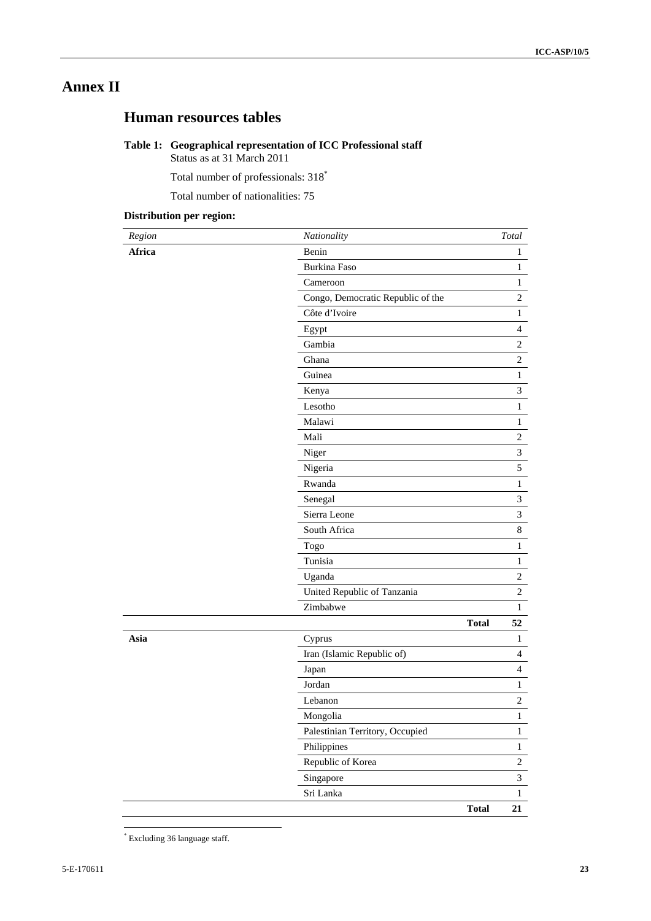# Annex II

## Human resources tables

### Table 1: Geographical representation of ICC Professional staff

Status as at 31 March 2011

Total number of professionals: 318*

Total number of nationalities: 75

**Distribution per region:**

| *Region* | *Nationality* | *Total* |
|---|---|---|
| **Africa** | Benin | 1 |
| | Burkina Faso | 1 |
| | Cameroon | 1 |
| | Congo, Democratic Republic of the | 2 |
| | Côte d'Ivoire | 1 |
| | Egypt | 4 |
| | Gambia | 2 |
| | Ghana | 2 |
| | Guinea | 1 |
| | Kenya | 3 |
| | Lesotho | 1 |
| | Malawi | 1 |
| | Mali | 2 |
| | Niger | 3 |
| | Nigeria | 5 |
| | Rwanda | 1 |
| | Senegal | 3 |
| | Sierra Leone | 3 |
| | South Africa | 8 |
| | Togo | 1 |
| | Tunisia | 1 |
| | Uganda | 2 |
| | United Republic of Tanzania | 2 |
| | Zimbabwe | 1 |
| | **Total** | **52** |
| **Asia** | Cyprus | 1 |
| | Iran (Islamic Republic of) | 4 |
| | Japan | 4 |
| | Jordan | 1 |
| | Lebanon | 2 |
| | Mongolia | 1 |
| | Palestinian Territory, Occupied | 1 |
| | Philippines | 1 |
| | Republic of Korea | 2 |
| | Singapore | 3 |
| | Sri Lanka | 1 |
| | **Total** | **21** |

* Excluding 36 language staff.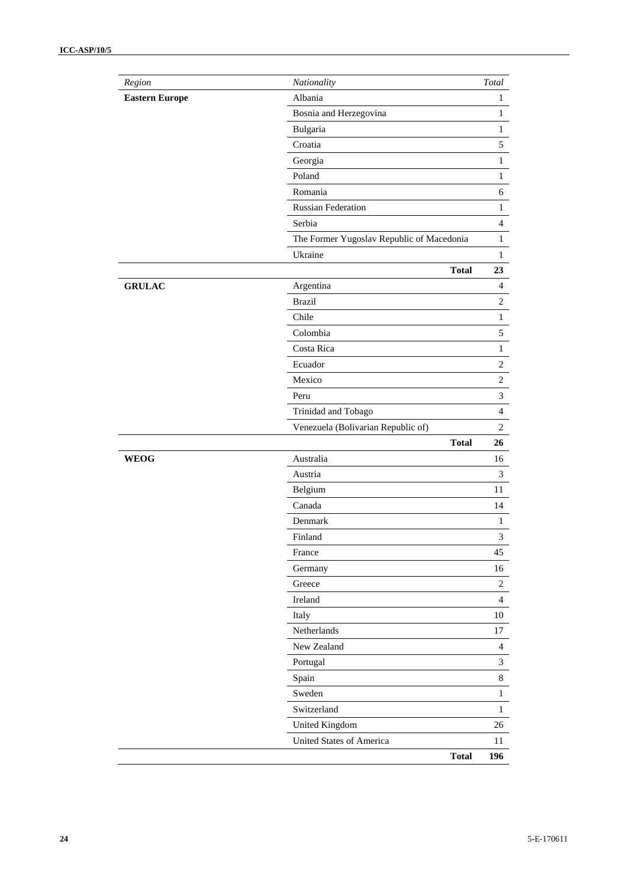| *Region* | *Nationality* | *Total* |
|---|---|---|
| **Eastern Europe** | Albania | 1 |
| | Bosnia and Herzegovina | 1 |
| | Bulgaria | 1 |
| | Croatia | 5 |
| | Georgia | 1 |
| | Poland | 1 |
| | Romania | 6 |
| | Russian Federation | 1 |
| | Serbia | 4 |
| | The Former Yugoslav Republic of Macedonia | 1 |
| | Ukraine | 1 |
| | **Total** | **23** |
| **GRULAC** | Argentina | 4 |
| | Brazil | 2 |
| | Chile | 1 |
| | Colombia | 5 |
| | Costa Rica | 1 |
| | Ecuador | 2 |
| | Mexico | 2 |
| | Peru | 3 |
| | Trinidad and Tobago | 4 |
| | Venezuela (Bolivarian Republic of) | 2 |
| | **Total** | **26** |
| **WEOG** | Australia | 16 |
| | Austria | 3 |
| | Belgium | 11 |
| | Canada | 14 |
| | Denmark | 1 |
| | Finland | 3 |
| | France | 45 |
| | Germany | 16 |
| | Greece | 2 |
| | Ireland | 4 |
| | Italy | 10 |
| | Netherlands | 17 |
| | New Zealand | 4 |
| | Portugal | 3 |
| | Spain | 8 |
| | Sweden | 1 |
| | Switzerland | 1 |
| | United Kingdom | 26 |
| | United States of America | 11 |
| | **Total** | **196** |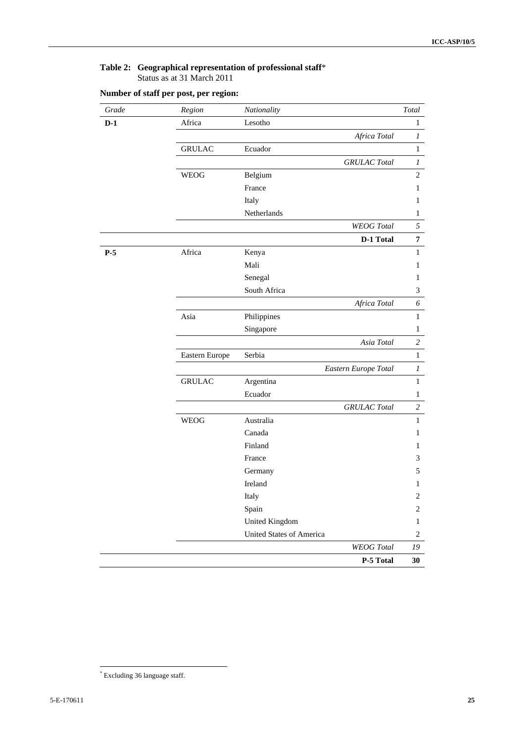**Table 2: Geographical representation of professional staff**[*]
Status as at 31 March 2011

**Number of staff per post, per region:**

| *Grade* | *Region* | *Nationality* | *Total* |
|---|---|---|---|
| **D-1** | Africa | Lesotho | 1 |
| | | *Africa Total* | *1* |
| | GRULAC | Ecuador | 1 |
| | | *GRULAC Total* | *1* |
| | WEOG | Belgium | 2 |
| | | France | 1 |
| | | Italy | 1 |
| | | Netherlands | 1 |
| | | *WEOG Total* | *5* |
| | | **D-1 Total** | **7** |
| **P-5** | Africa | Kenya | 1 |
| | | Mali | 1 |
| | | Senegal | 1 |
| | | South Africa | 3 |
| | | *Africa Total* | *6* |
| | Asia | Philippines | 1 |
| | | Singapore | 1 |
| | | *Asia Total* | *2* |
| | Eastern Europe | Serbia | 1 |
| | | *Eastern Europe Total* | *1* |
| | GRULAC | Argentina | 1 |
| | | Ecuador | 1 |
| | | *GRULAC Total* | *2* |
| | WEOG | Australia | 1 |
| | | Canada | 1 |
| | | Finland | 1 |
| | | France | 3 |
| | | Germany | 5 |
| | | Ireland | 1 |
| | | Italy | 2 |
| | | Spain | 2 |
| | | United Kingdom | 1 |
| | | United States of America | 2 |
| | | *WEOG Total* | *19* |
| | | **P-5 Total** | **30** |

[*] Excluding 36 language staff.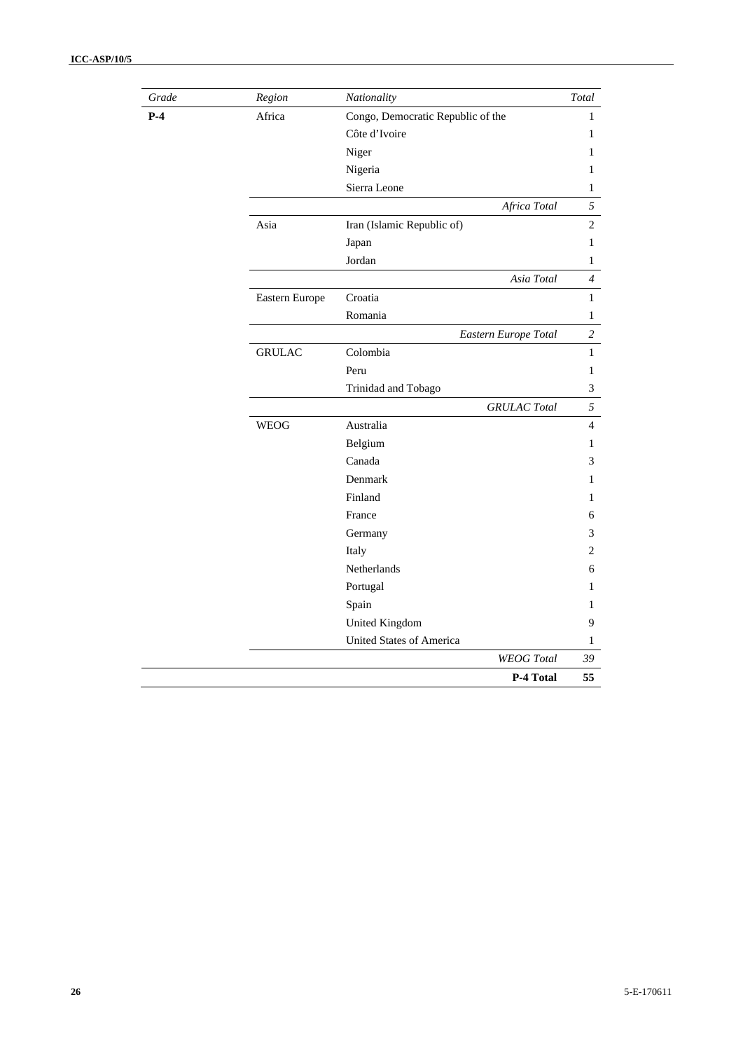| *Grade* | *Region* | *Nationality* | *Total* |
|---|---|---|---|
| **P-4** | Africa | Congo, Democratic Republic of the | 1 |
| | | Côte d'Ivoire | 1 |
| | | Niger | 1 |
| | | Nigeria | 1 |
| | | Sierra Leone | 1 |
| | | *Africa Total* | *5* |
| | Asia | Iran (Islamic Republic of) | 2 |
| | | Japan | 1 |
| | | Jordan | 1 |
| | | *Asia Total* | *4* |
| | Eastern Europe | Croatia | 1 |
| | | Romania | 1 |
| | | *Eastern Europe Total* | *2* |
| | GRULAC | Colombia | 1 |
| | | Peru | 1 |
| | | Trinidad and Tobago | 3 |
| | | *GRULAC Total* | *5* |
| | WEOG | Australia | 4 |
| | | Belgium | 1 |
| | | Canada | 3 |
| | | Denmark | 1 |
| | | Finland | 1 |
| | | France | 6 |
| | | Germany | 3 |
| | | Italy | 2 |
| | | Netherlands | 6 |
| | | Portugal | 1 |
| | | Spain | 1 |
| | | United Kingdom | 9 |
| | | United States of America | 1 |
| | | *WEOG Total* | *39* |
| | | **P-4 Total** | **55** |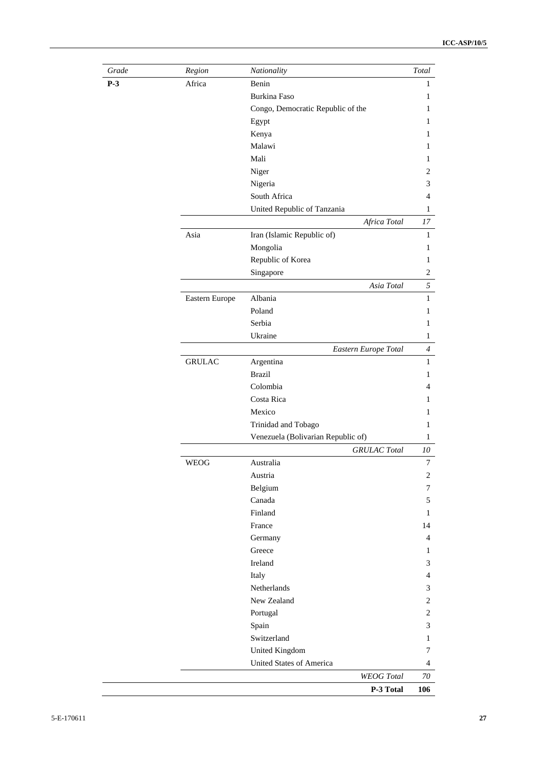| *Grade* | *Region* | *Nationality* | *Total* |
|---|---|---|---|
| **P-3** | Africa | Benin | 1 |
| | | Burkina Faso | 1 |
| | | Congo, Democratic Republic of the | 1 |
| | | Egypt | 1 |
| | | Kenya | 1 |
| | | Malawi | 1 |
| | | Mali | 1 |
| | | Niger | 2 |
| | | Nigeria | 3 |
| | | South Africa | 4 |
| | | United Republic of Tanzania | 1 |
| | | *Africa Total* | *17* |
| | Asia | Iran (Islamic Republic of) | 1 |
| | | Mongolia | 1 |
| | | Republic of Korea | 1 |
| | | Singapore | 2 |
| | | *Asia Total* | *5* |
| | Eastern Europe | Albania | 1 |
| | | Poland | 1 |
| | | Serbia | 1 |
| | | Ukraine | 1 |
| | | *Eastern Europe Total* | *4* |
| | GRULAC | Argentina | 1 |
| | | Brazil | 1 |
| | | Colombia | 4 |
| | | Costa Rica | 1 |
| | | Mexico | 1 |
| | | Trinidad and Tobago | 1 |
| | | Venezuela (Bolivarian Republic of) | 1 |
| | | *GRULAC Total* | *10* |
| | WEOG | Australia | 7 |
| | | Austria | 2 |
| | | Belgium | 7 |
| | | Canada | 5 |
| | | Finland | 1 |
| | | France | 14 |
| | | Germany | 4 |
| | | Greece | 1 |
| | | Ireland | 3 |
| | | Italy | 4 |
| | | Netherlands | 3 |
| | | New Zealand | 2 |
| | | Portugal | 2 |
| | | Spain | 3 |
| | | Switzerland | 1 |
| | | United Kingdom | 7 |
| | | United States of America | 4 |
| | | *WEOG Total* | *70* |
| | | **P-3 Total** | **106** |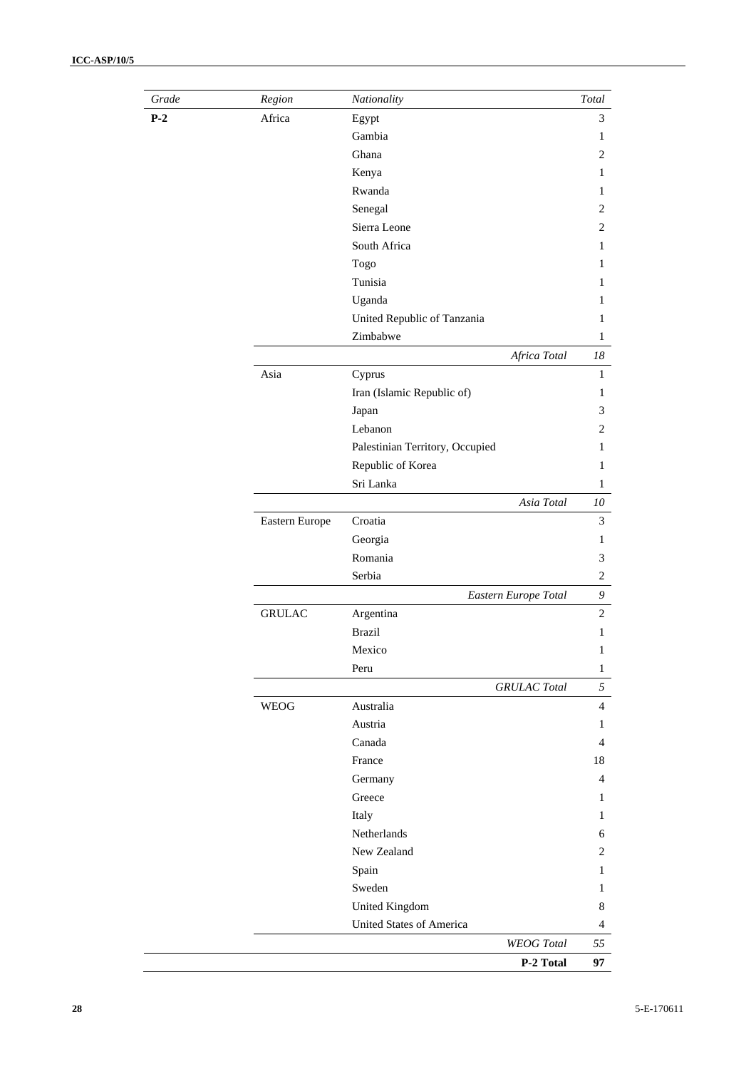| *Grade* | *Region* | *Nationality* | *Total* |
|---|---|---|---|
| **P-2** | Africa | Egypt | 3 |
| | | Gambia | 1 |
| | | Ghana | 2 |
| | | Kenya | 1 |
| | | Rwanda | 1 |
| | | Senegal | 2 |
| | | Sierra Leone | 2 |
| | | South Africa | 1 |
| | | Togo | 1 |
| | | Tunisia | 1 |
| | | Uganda | 1 |
| | | United Republic of Tanzania | 1 |
| | | Zimbabwe | 1 |
| | | *Africa Total* | *18* |
| | Asia | Cyprus | 1 |
| | | Iran (Islamic Republic of) | 1 |
| | | Japan | 3 |
| | | Lebanon | 2 |
| | | Palestinian Territory, Occupied | 1 |
| | | Republic of Korea | 1 |
| | | Sri Lanka | 1 |
| | | *Asia Total* | *10* |
| | Eastern Europe | Croatia | 3 |
| | | Georgia | 1 |
| | | Romania | 3 |
| | | Serbia | 2 |
| | | *Eastern Europe Total* | *9* |
| | GRULAC | Argentina | 2 |
| | | Brazil | 1 |
| | | Mexico | 1 |
| | | Peru | 1 |
| | | *GRULAC Total* | *5* |
| | WEOG | Australia | 4 |
| | | Austria | 1 |
| | | Canada | 4 |
| | | France | 18 |
| | | Germany | 4 |
| | | Greece | 1 |
| | | Italy | 1 |
| | | Netherlands | 6 |
| | | New Zealand | 2 |
| | | Spain | 1 |
| | | Sweden | 1 |
| | | United Kingdom | 8 |
| | | United States of America | 4 |
| | | *WEOG Total* | *55* |
| | | **P-2 Total** | **97** |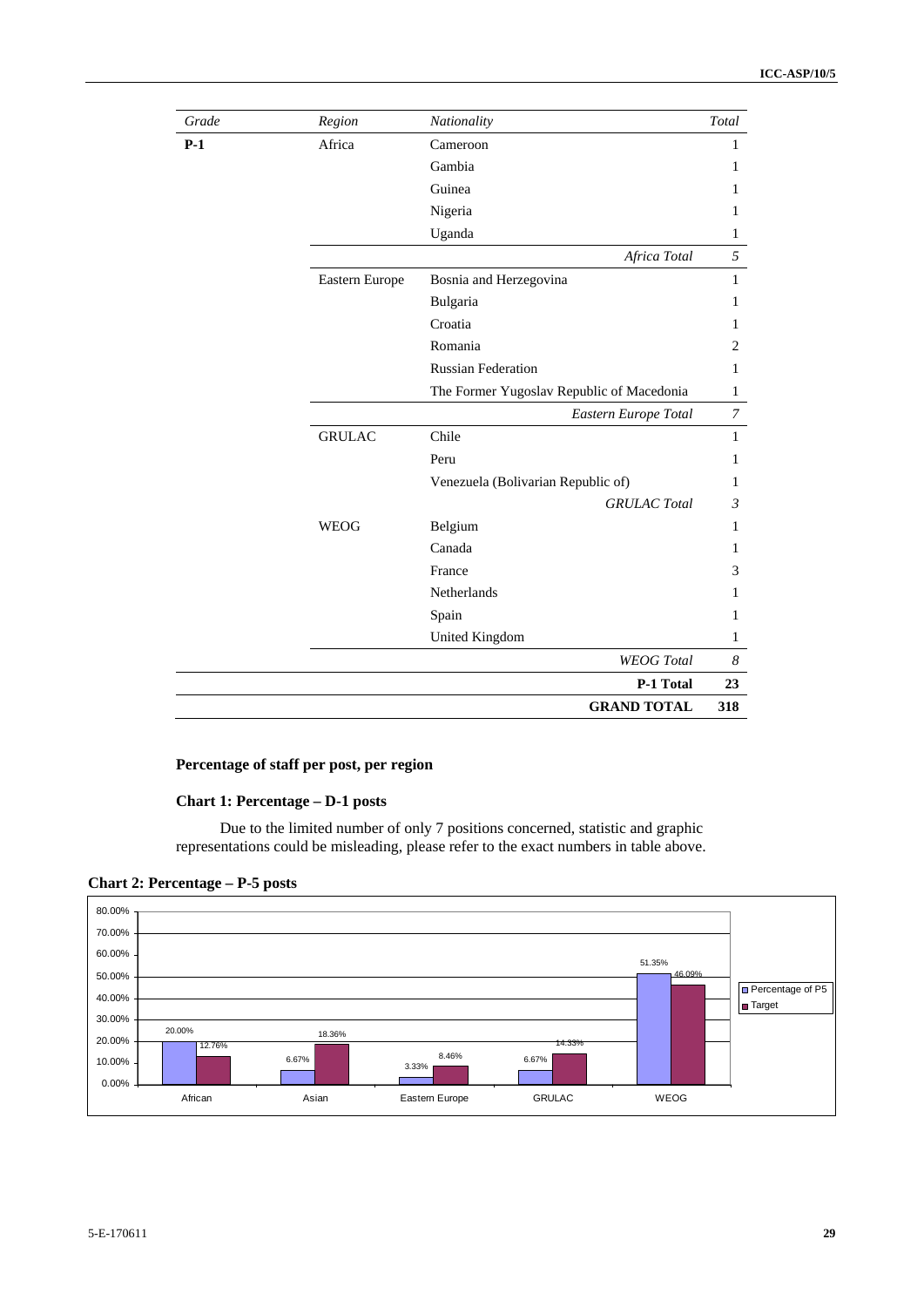| Grade | Region | Nationality | Total |
|---|---|---|---|
| **P-1** | Africa | Cameroon | 1 |
| | | Gambia | 1 |
| | | Guinea | 1 |
| | | Nigeria | 1 |
| | | Uganda | 1 |
| | | *Africa Total* | *5* |
| | Eastern Europe | Bosnia and Herzegovina | 1 |
| | | Bulgaria | 1 |
| | | Croatia | 1 |
| | | Romania | 2 |
| | | Russian Federation | 1 |
| | | The Former Yugoslav Republic of Macedonia | 1 |
| | | *Eastern Europe Total* | *7* |
| | GRULAC | Chile | 1 |
| | | Peru | 1 |
| | | Venezuela (Bolivarian Republic of) | 1 |
| | | *GRULAC Total* | *3* |
| | WEOG | Belgium | 1 |
| | | Canada | 1 |
| | | France | 3 |
| | | Netherlands | 1 |
| | | Spain | 1 |
| | | United Kingdom | 1 |
| | | *WEOG Total* | *8* |
| | | **P-1 Total** | **23** |
| | | **GRAND TOTAL** | **318** |

**Percentage of staff per post, per region**

**Chart 1: Percentage – D-1 posts**

Due to the limited number of only 7 positions concerned, statistic and graphic representations could be misleading, please refer to the exact numbers in table above.

**Chart 2: Percentage – P-5 posts**

| Region | Percentage of P5 | Target |
|---|---|---|
| African | 20.00% | 12.76% |
| Asian | 6.67% | 18.36% |
| Eastern Europe | 3.33% | 8.46% |
| GRULAC | 6.67% | 14.33% |
| WEOG | 51.35% | 46.09% |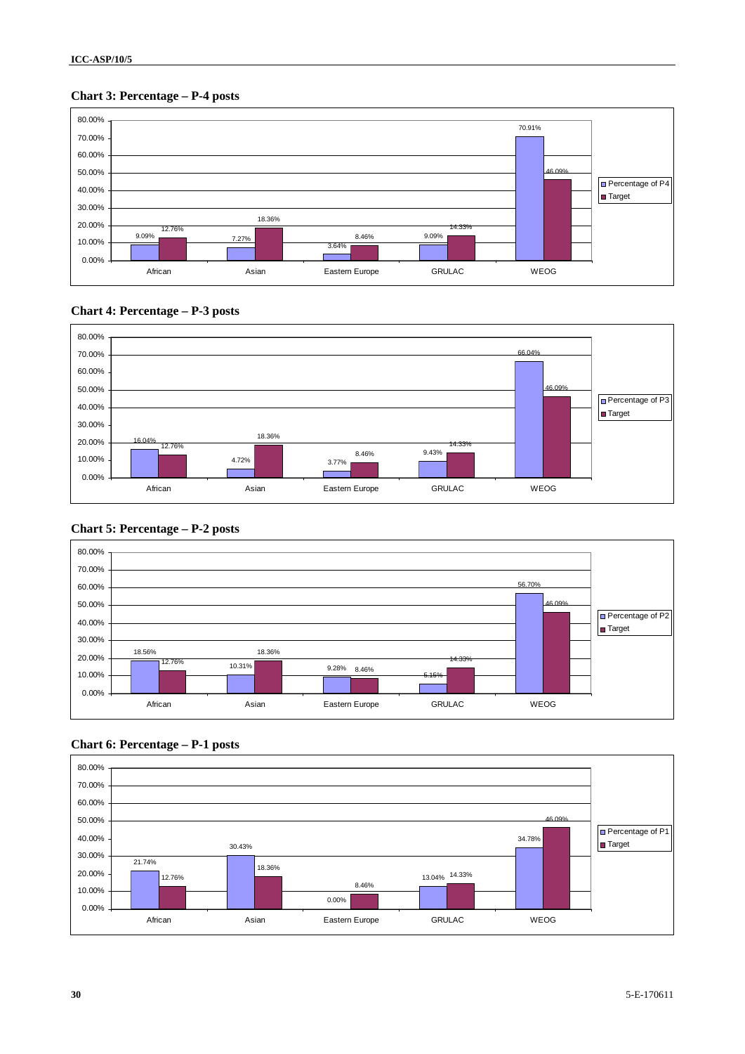**Chart 3: Percentage – P-4 posts**

| | Percentage of P4 | Target |
|---|---|---|
| African | 9.09% | 12.76% |
| Asian | 7.27% | 18.36% |
| Eastern Europe | 3.64% | 8.46% |
| GRULAC | 9.09% | 14.33% |
| WEOG | 70.91% | 46.09% |

**Chart 4: Percentage – P-3 posts**

| | Percentage of P3 | Target |
|---|---|---|
| African | 16.04% | 12.76% |
| Asian | 4.72% | 18.36% |
| Eastern Europe | 3.77% | 8.46% |
| GRULAC | 9.43% | 14.33% |
| WEOG | 66.04% | 46.09% |

**Chart 5: Percentage – P-2 posts**

| | Percentage of P2 | Target |
|---|---|---|
| African | 18.56% | 12.76% |
| Asian | 10.31% | 18.36% |
| Eastern Europe | 9.28% | 8.46% |
| GRULAC | 5.15% | 14.33% |
| WEOG | 56.70% | 46.09% |

**Chart 6: Percentage – P-1 posts**

| | Percentage of P1 | Target |
|---|---|---|
| African | 21.74% | 12.76% |
| Asian | 30.43% | 18.36% |
| Eastern Europe | 0.00% | 8.46% |
| GRULAC | 13.04% | 14.33% |
| WEOG | 34.78% | 46.09% |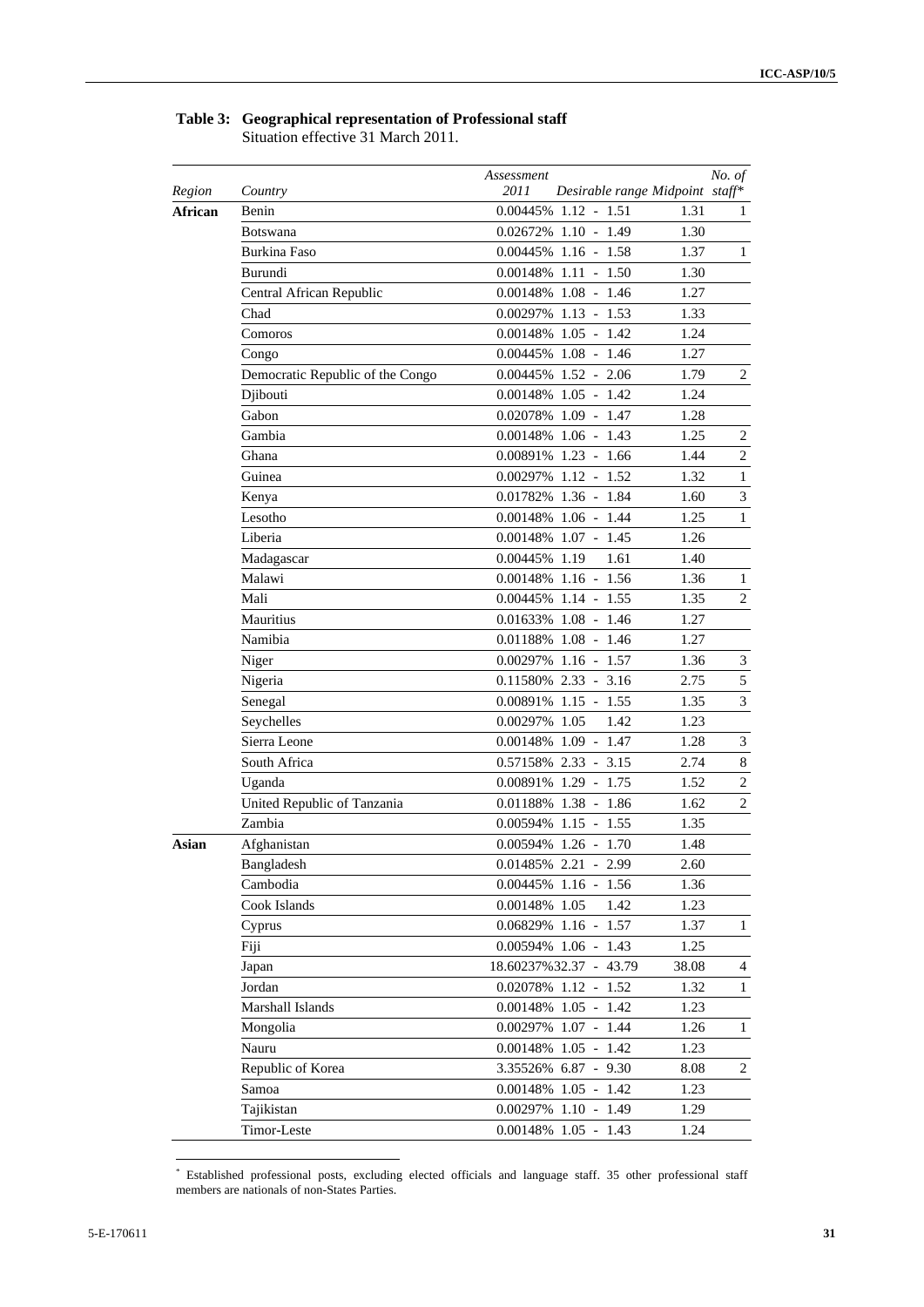**Table 3: Geographical representation of Professional staff**
Situation effective 31 March 2011.

| Region | Country | *Assessment 2011* | *Desirable range* | *Midpoint* | *No. of staff** |
|---|---|---|---|---|---|
| **African** | Benin | 0.00445% | 1.12 - 1.51 | 1.31 | 1 |
| | Botswana | 0.02672% | 1.10 - 1.49 | 1.30 | |
| | Burkina Faso | 0.00445% | 1.16 - 1.58 | 1.37 | 1 |
| | Burundi | 0.00148% | 1.11 - 1.50 | 1.30 | |
| | Central African Republic | 0.00148% | 1.08 - 1.46 | 1.27 | |
| | Chad | 0.00297% | 1.13 - 1.53 | 1.33 | |
| | Comoros | 0.00148% | 1.05 - 1.42 | 1.24 | |
| | Congo | 0.00445% | 1.08 - 1.46 | 1.27 | |
| | Democratic Republic of the Congo | 0.00445% | 1.52 - 2.06 | 1.79 | 2 |
| | Djibouti | 0.00148% | 1.05 - 1.42 | 1.24 | |
| | Gabon | 0.02078% | 1.09 - 1.47 | 1.28 | |
| | Gambia | 0.00148% | 1.06 - 1.43 | 1.25 | 2 |
| | Ghana | 0.00891% | 1.23 - 1.66 | 1.44 | 2 |
| | Guinea | 0.00297% | 1.12 - 1.52 | 1.32 | 1 |
| | Kenya | 0.01782% | 1.36 - 1.84 | 1.60 | 3 |
| | Lesotho | 0.00148% | 1.06 - 1.44 | 1.25 | 1 |
| | Liberia | 0.00148% | 1.07 - 1.45 | 1.26 | |
| | Madagascar | 0.00445% | 1.19 1.61 | 1.40 | |
| | Malawi | 0.00148% | 1.16 - 1.56 | 1.36 | 1 |
| | Mali | 0.00445% | 1.14 - 1.55 | 1.35 | 2 |
| | Mauritius | 0.01633% | 1.08 - 1.46 | 1.27 | |
| | Namibia | 0.01188% | 1.08 - 1.46 | 1.27 | |
| | Niger | 0.00297% | 1.16 - 1.57 | 1.36 | 3 |
| | Nigeria | 0.11580% | 2.33 - 3.16 | 2.75 | 5 |
| | Senegal | 0.00891% | 1.15 - 1.55 | 1.35 | 3 |
| | Seychelles | 0.00297% | 1.05 1.42 | 1.23 | |
| | Sierra Leone | 0.00148% | 1.09 - 1.47 | 1.28 | 3 |
| | South Africa | 0.57158% | 2.33 - 3.15 | 2.74 | 8 |
| | Uganda | 0.00891% | 1.29 - 1.75 | 1.52 | 2 |
| | United Republic of Tanzania | 0.01188% | 1.38 - 1.86 | 1.62 | 2 |
| | Zambia | 0.00594% | 1.15 - 1.55 | 1.35 | |
| **Asian** | Afghanistan | 0.00594% | 1.26 - 1.70 | 1.48 | |
| | Bangladesh | 0.01485% | 2.21 - 2.99 | 2.60 | |
| | Cambodia | 0.00445% | 1.16 - 1.56 | 1.36 | |
| | Cook Islands | 0.00148% | 1.05 1.42 | 1.23 | |
| | Cyprus | 0.06829% | 1.16 - 1.57 | 1.37 | 1 |
| | Fiji | 0.00594% | 1.06 - 1.43 | 1.25 | |
| | Japan | 18.60237% | 32.37 - 43.79 | 38.08 | 4 |
| | Jordan | 0.02078% | 1.12 - 1.52 | 1.32 | 1 |
| | Marshall Islands | 0.00148% | 1.05 - 1.42 | 1.23 | |
| | Mongolia | 0.00297% | 1.07 - 1.44 | 1.26 | 1 |
| | Nauru | 0.00148% | 1.05 - 1.42 | 1.23 | |
| | Republic of Korea | 3.35526% | 6.87 - 9.30 | 8.08 | 2 |
| | Samoa | 0.00148% | 1.05 - 1.42 | 1.23 | |
| | Tajikistan | 0.00297% | 1.10 - 1.49 | 1.29 | |
| | Timor-Leste | 0.00148% | 1.05 - 1.43 | 1.24 | |

\* Established professional posts, excluding elected officials and language staff. 35 other professional staff members are nationals of non-States Parties.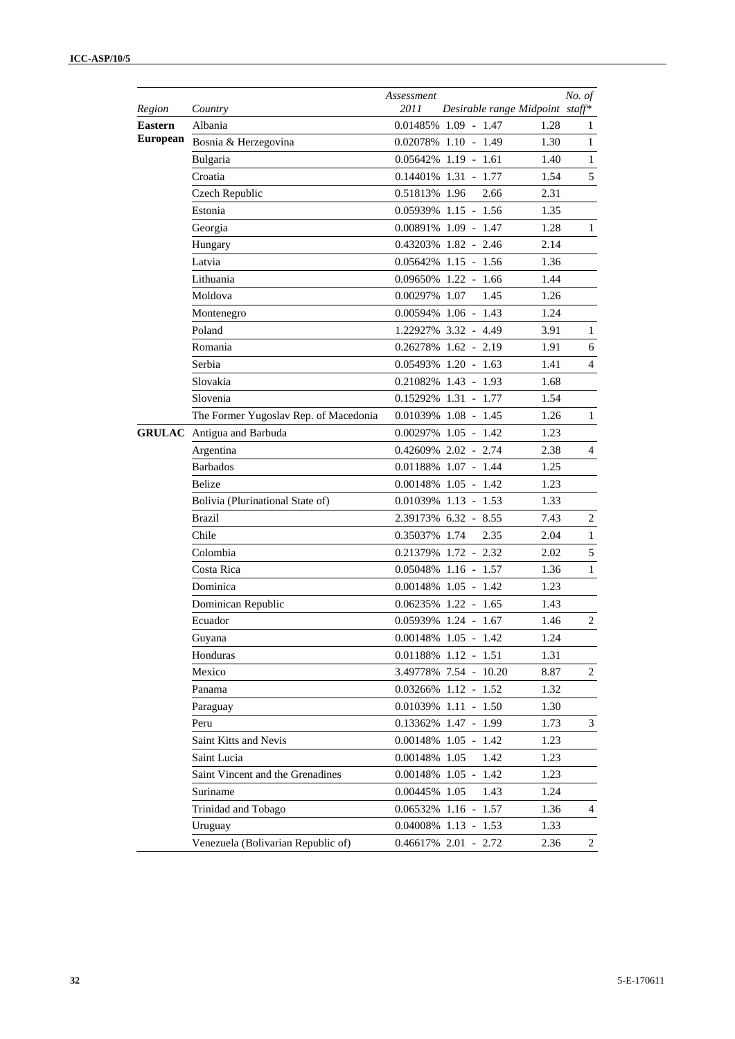| Region | Country | Assessment 2011 | Desirable range | Midpoint | No. of staff* |
|---|---|---|---|---|---|
| **Eastern European** | Albania | 0.01485% | 1.09 - 1.47 | 1.28 | 1 |
| | Bosnia & Herzegovina | 0.02078% | 1.10 - 1.49 | 1.30 | 1 |
| | Bulgaria | 0.05642% | 1.19 - 1.61 | 1.40 | 1 |
| | Croatia | 0.14401% | 1.31 - 1.77 | 1.54 | 5 |
| | Czech Republic | 0.51813% | 1.96 2.66 | 2.31 | |
| | Estonia | 0.05939% | 1.15 - 1.56 | 1.35 | |
| | Georgia | 0.00891% | 1.09 - 1.47 | 1.28 | 1 |
| | Hungary | 0.43203% | 1.82 - 2.46 | 2.14 | |
| | Latvia | 0.05642% | 1.15 - 1.56 | 1.36 | |
| | Lithuania | 0.09650% | 1.22 - 1.66 | 1.44 | |
| | Moldova | 0.00297% | 1.07 1.45 | 1.26 | |
| | Montenegro | 0.00594% | 1.06 - 1.43 | 1.24 | |
| | Poland | 1.22927% | 3.32 - 4.49 | 3.91 | 1 |
| | Romania | 0.26278% | 1.62 - 2.19 | 1.91 | 6 |
| | Serbia | 0.05493% | 1.20 - 1.63 | 1.41 | 4 |
| | Slovakia | 0.21082% | 1.43 - 1.93 | 1.68 | |
| | Slovenia | 0.15292% | 1.31 - 1.77 | 1.54 | |
| | The Former Yugoslav Rep. of Macedonia | 0.01039% | 1.08 - 1.45 | 1.26 | 1 |
| **GRULAC** | Antigua and Barbuda | 0.00297% | 1.05 - 1.42 | 1.23 | |
| | Argentina | 0.42609% | 2.02 - 2.74 | 2.38 | 4 |
| | Barbados | 0.01188% | 1.07 - 1.44 | 1.25 | |
| | Belize | 0.00148% | 1.05 - 1.42 | 1.23 | |
| | Bolivia (Plurinational State of) | 0.01039% | 1.13 - 1.53 | 1.33 | |
| | Brazil | 2.39173% | 6.32 - 8.55 | 7.43 | 2 |
| | Chile | 0.35037% | 1.74 2.35 | 2.04 | 1 |
| | Colombia | 0.21379% | 1.72 - 2.32 | 2.02 | 5 |
| | Costa Rica | 0.05048% | 1.16 - 1.57 | 1.36 | 1 |
| | Dominica | 0.00148% | 1.05 - 1.42 | 1.23 | |
| | Dominican Republic | 0.06235% | 1.22 - 1.65 | 1.43 | |
| | Ecuador | 0.05939% | 1.24 - 1.67 | 1.46 | 2 |
| | Guyana | 0.00148% | 1.05 - 1.42 | 1.24 | |
| | Honduras | 0.01188% | 1.12 - 1.51 | 1.31 | |
| | Mexico | 3.49778% | 7.54 - 10.20 | 8.87 | 2 |
| | Panama | 0.03266% | 1.12 - 1.52 | 1.32 | |
| | Paraguay | 0.01039% | 1.11 - 1.50 | 1.30 | |
| | Peru | 0.13362% | 1.47 - 1.99 | 1.73 | 3 |
| | Saint Kitts and Nevis | 0.00148% | 1.05 - 1.42 | 1.23 | |
| | Saint Lucia | 0.00148% | 1.05 1.42 | 1.23 | |
| | Saint Vincent and the Grenadines | 0.00148% | 1.05 - 1.42 | 1.23 | |
| | Suriname | 0.00445% | 1.05 1.43 | 1.24 | |
| | Trinidad and Tobago | 0.06532% | 1.16 - 1.57 | 1.36 | 4 |
| | Uruguay | 0.04008% | 1.13 - 1.53 | 1.33 | |
| | Venezuela (Bolivarian Republic of) | 0.46617% | 2.01 - 2.72 | 2.36 | 2 |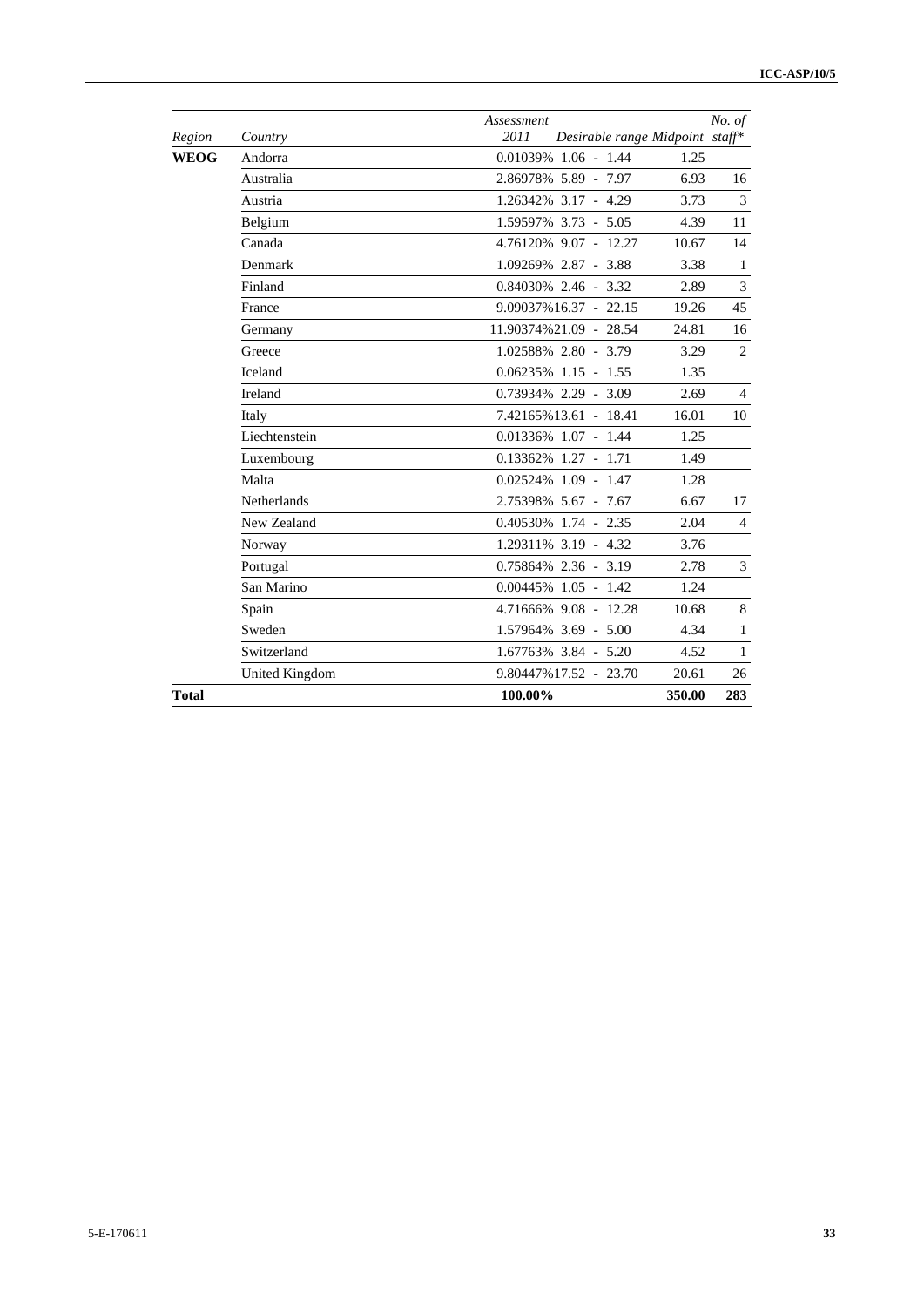| Region | Country | Assessment 2011 | Desirable range | Midpoint | No. of staff* |
|---|---|---|---|---|---|
| **WEOG** | Andorra | 0.01039% | 1.06 - 1.44 | 1.25 | |
| | Australia | 2.86978% | 5.89 - 7.97 | 6.93 | 16 |
| | Austria | 1.26342% | 3.17 - 4.29 | 3.73 | 3 |
| | Belgium | 1.59597% | 3.73 - 5.05 | 4.39 | 11 |
| | Canada | 4.76120% | 9.07 - 12.27 | 10.67 | 14 |
| | Denmark | 1.09269% | 2.87 - 3.88 | 3.38 | 1 |
| | Finland | 0.84030% | 2.46 - 3.32 | 2.89 | 3 |
| | France | 9.09037% | 16.37 - 22.15 | 19.26 | 45 |
| | Germany | 11.90374% | 21.09 - 28.54 | 24.81 | 16 |
| | Greece | 1.02588% | 2.80 - 3.79 | 3.29 | 2 |
| | Iceland | 0.06235% | 1.15 - 1.55 | 1.35 | |
| | Ireland | 0.73934% | 2.29 - 3.09 | 2.69 | 4 |
| | Italy | 7.42165% | 13.61 - 18.41 | 16.01 | 10 |
| | Liechtenstein | 0.01336% | 1.07 - 1.44 | 1.25 | |
| | Luxembourg | 0.13362% | 1.27 - 1.71 | 1.49 | |
| | Malta | 0.02524% | 1.09 - 1.47 | 1.28 | |
| | Netherlands | 2.75398% | 5.67 - 7.67 | 6.67 | 17 |
| | New Zealand | 0.40530% | 1.74 - 2.35 | 2.04 | 4 |
| | Norway | 1.29311% | 3.19 - 4.32 | 3.76 | |
| | Portugal | 0.75864% | 2.36 - 3.19 | 2.78 | 3 |
| | San Marino | 0.00445% | 1.05 - 1.42 | 1.24 | |
| | Spain | 4.71666% | 9.08 - 12.28 | 10.68 | 8 |
| | Sweden | 1.57964% | 3.69 - 5.00 | 4.34 | 1 |
| | Switzerland | 1.67763% | 3.84 - 5.20 | 4.52 | 1 |
| | United Kingdom | 9.80447% | 17.52 - 23.70 | 20.61 | 26 |
| **Total** | | **100.00%** | | **350.00** | **283** |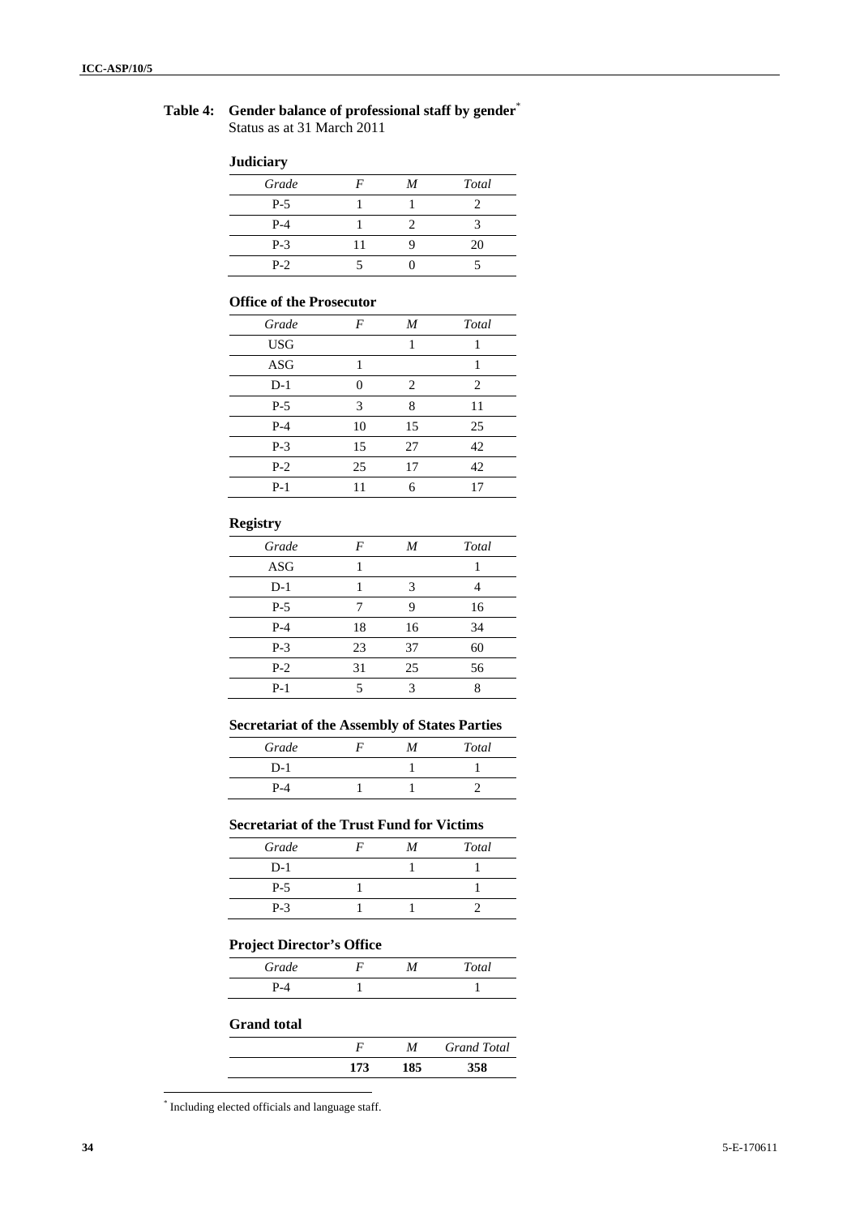**Table 4: Gender balance of professional staff by gender** [*]
Status as at 31 March 2011

**Judiciary**

| *Grade* | *F* | *M* | *Total* |
|---|---|---|---|
| P-5 | 1 | 1 | 2 |
| P-4 | 1 | 2 | 3 |
| P-3 | 11 | 9 | 20 |
| P-2 | 5 | 0 | 5 |

**Office of the Prosecutor**

| *Grade* | *F* | *M* | *Total* |
|---|---|---|---|
| USG | | 1 | 1 |
| ASG | 1 | | 1 |
| D-1 | 0 | 2 | 2 |
| P-5 | 3 | 8 | 11 |
| P-4 | 10 | 15 | 25 |
| P-3 | 15 | 27 | 42 |
| P-2 | 25 | 17 | 42 |
| P-1 | 11 | 6 | 17 |

**Registry**

| *Grade* | *F* | *M* | *Total* |
|---|---|---|---|
| ASG | 1 | | 1 |
| D-1 | 1 | 3 | 4 |
| P-5 | 7 | 9 | 16 |
| P-4 | 18 | 16 | 34 |
| P-3 | 23 | 37 | 60 |
| P-2 | 31 | 25 | 56 |
| P-1 | 5 | 3 | 8 |

**Secretariat of the Assembly of States Parties**

| *Grade* | *F* | *M* | *Total* |
|---|---|---|---|
| D-1 | | 1 | 1 |
| P-4 | 1 | 1 | 2 |

**Secretariat of the Trust Fund for Victims**

| *Grade* | *F* | *M* | *Total* |
|---|---|---|---|
| D-1 | | 1 | 1 |
| P-5 | 1 | | 1 |
| P-3 | 1 | 1 | 2 |

**Project Director's Office**

| *Grade* | *F* | *M* | *Total* |
|---|---|---|---|
| P-4 | 1 | | 1 |

**Grand total**

| | *F* | *M* | *Grand Total* |
|---|---|---|---|
| | **173** | **185** | **358** |

[*] Including elected officials and language staff.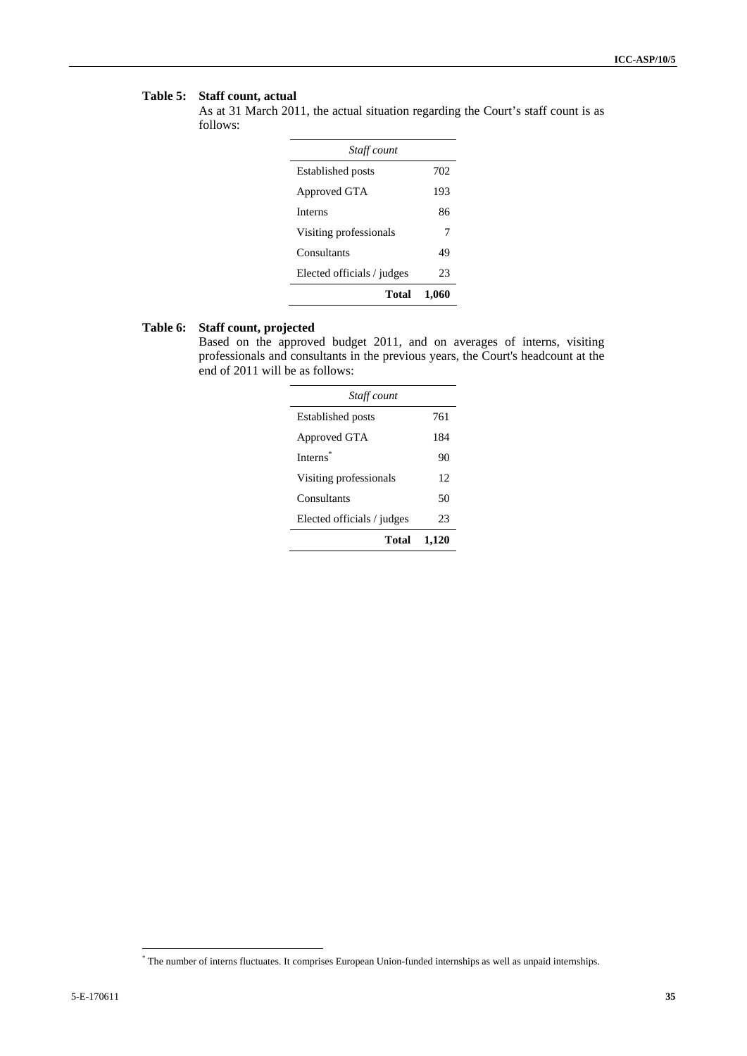**Table 5: Staff count, actual**

As at 31 March 2011, the actual situation regarding the Court's staff count is as follows:

| *Staff count* | |
|---|---|
| Established posts | 702 |
| Approved GTA | 193 |
| Interns | 86 |
| Visiting professionals | 7 |
| Consultants | 49 |
| Elected officials / judges | 23 |
| **Total** | **1,060** |

**Table 6: Staff count, projected**

Based on the approved budget 2011, and on averages of interns, visiting professionals and consultants in the previous years, the Court's headcount at the end of 2011 will be as follows:

| *Staff count* | |
|---|---|
| Established posts | 761 |
| Approved GTA | 184 |
| Interns* | 90 |
| Visiting professionals | 12 |
| Consultants | 50 |
| Elected officials / judges | 23 |
| **Total** | **1,120** |

* The number of interns fluctuates. It comprises European Union-funded internships as well as unpaid internships.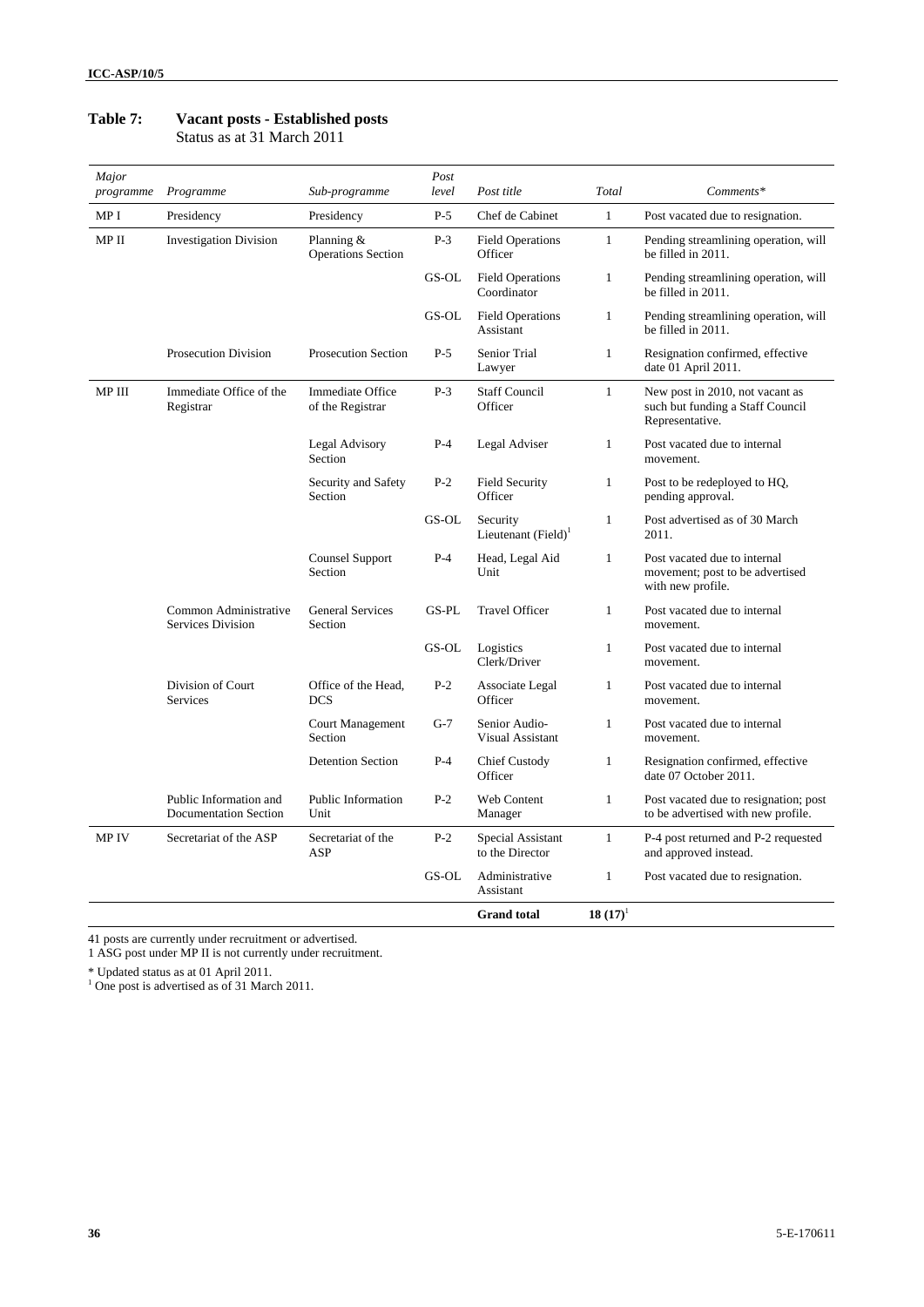**Table 7: Vacant posts - Established posts**
Status as at 31 March 2011

| *Major programme* | *Programme* | *Sub-programme* | *Post level* | *Post title* | *Total* | *Comments\** |
|---|---|---|---|---|---|---|
| MP I | Presidency | Presidency | P-5 | Chef de Cabinet | 1 | Post vacated due to resignation. |
| MP II | Investigation Division | Planning & Operations Section | P-3 | Field Operations Officer | 1 | Pending streamlining operation, will be filled in 2011. |
| | | | GS-OL | Field Operations Coordinator | 1 | Pending streamlining operation, will be filled in 2011. |
| | | | GS-OL | Field Operations Assistant | 1 | Pending streamlining operation, will be filled in 2011. |
| | Prosecution Division | Prosecution Section | P-5 | Senior Trial Lawyer | 1 | Resignation confirmed, effective date 01 April 2011. |
| MP III | Immediate Office of the Registrar | Immediate Office of the Registrar | P-3 | Staff Council Officer | 1 | New post in 2010, not vacant as such but funding a Staff Council Representative. |
| | | Legal Advisory Section | P-4 | Legal Adviser | 1 | Post vacated due to internal movement. |
| | | Security and Safety Section | P-2 | Field Security Officer | 1 | Post to be redeployed to HQ, pending approval. |
| | | | GS-OL | Security Lieutenant (Field)[1] | 1 | Post advertised as of 30 March 2011. |
| | | Counsel Support Section | P-4 | Head, Legal Aid Unit | 1 | Post vacated due to internal movement; post to be advertised with new profile. |
| | Common Administrative Services Division | General Services Section | GS-PL | Travel Officer | 1 | Post vacated due to internal movement. |
| | | | GS-OL | Logistics Clerk/Driver | 1 | Post vacated due to internal movement. |
| | Division of Court Services | Office of the Head, DCS | P-2 | Associate Legal Officer | 1 | Post vacated due to internal movement. |
| | | Court Management Section | G-7 | Senior Audio-Visual Assistant | 1 | Post vacated due to internal movement. |
| | | Detention Section | P-4 | Chief Custody Officer | 1 | Resignation confirmed, effective date 07 October 2011. |
| | Public Information and Documentation Section | Public Information Unit | P-2 | Web Content Manager | 1 | Post vacated due to resignation; post to be advertised with new profile. |
| MP IV | Secretariat of the ASP | Secretariat of the ASP | P-2 | Special Assistant to the Director | 1 | P-4 post returned and P-2 requested and approved instead. |
| | | | GS-OL | Administrative Assistant | 1 | Post vacated due to resignation. |
| | | | | **Grand total** | **18 (17)**[1] | |

41 posts are currently under recruitment or advertised.
1 ASG post under MP II is not currently under recruitment.

\* Updated status as at 01 April 2011.
[1] One post is advertised as of 31 March 2011.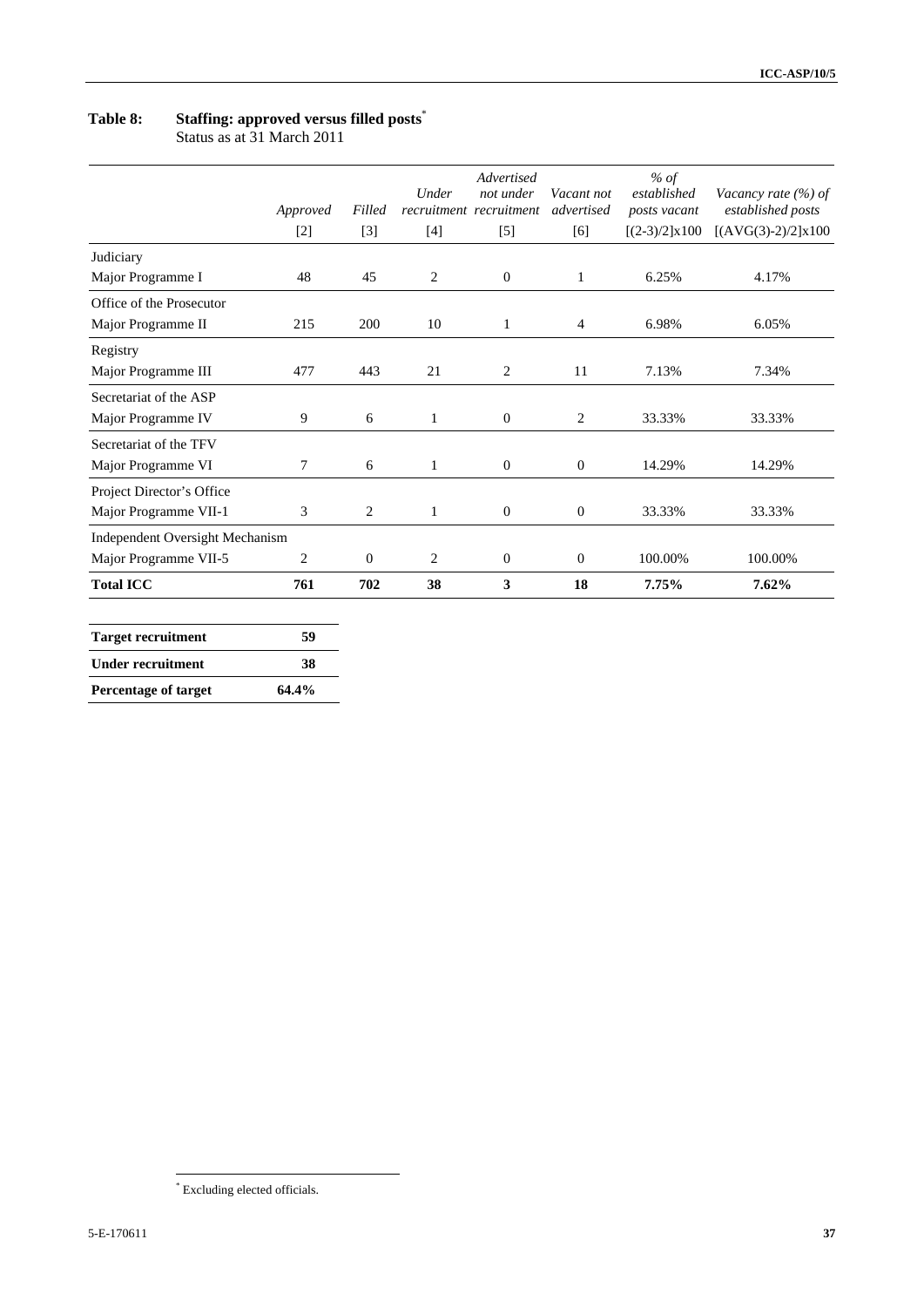**Table 8: Staffing: approved versus filled posts**[*]

Status as at 31 March 2011

| | *Approved* [2] | *Filled* [3] | *Under recruitment* [4] | *Advertised not under recruitment* [5] | *Vacant not advertised* [6] | *% of established posts vacant* [(2-3)/2]x100 | *Vacancy rate (%) of established posts* [(AVG(3)-2)/2]x100 |
|---|---|---|---|---|---|---|---|
| Judiciary<br>Major Programme I | 48 | 45 | 2 | 0 | 1 | 6.25% | 4.17% |
| Office of the Prosecutor<br>Major Programme II | 215 | 200 | 10 | 1 | 4 | 6.98% | 6.05% |
| Registry<br>Major Programme III | 477 | 443 | 21 | 2 | 11 | 7.13% | 7.34% |
| Secretariat of the ASP<br>Major Programme IV | 9 | 6 | 1 | 0 | 2 | 33.33% | 33.33% |
| Secretariat of the TFV<br>Major Programme VI | 7 | 6 | 1 | 0 | 0 | 14.29% | 14.29% |
| Project Director's Office<br>Major Programme VII-1 | 3 | 2 | 1 | 0 | 0 | 33.33% | 33.33% |
| Independent Oversight Mechanism<br>Major Programme VII-5 | 2 | 0 | 2 | 0 | 0 | 100.00% | 100.00% |
| **Total ICC** | **761** | **702** | **38** | **3** | **18** | **7.75%** | **7.62%** |

| | |
|---|---|
| **Target recruitment** | **59** |
| **Under recruitment** | **38** |
| **Percentage of target** | **64.4%** |

[*] Excluding elected officials.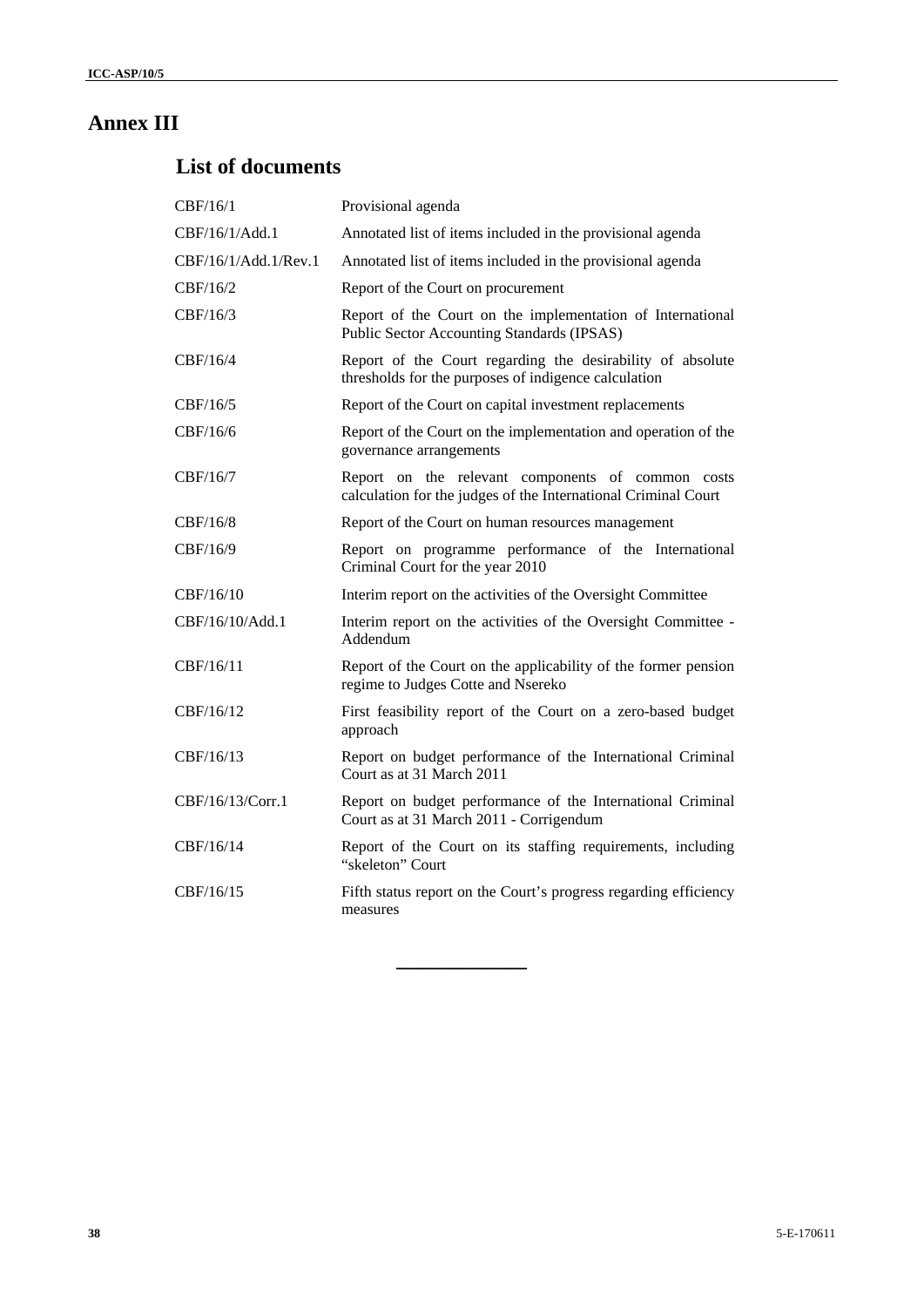# Annex III

## List of documents

| | |
|---|---|
| CBF/16/1 | Provisional agenda |
| CBF/16/1/Add.1 | Annotated list of items included in the provisional agenda |
| CBF/16/1/Add.1/Rev.1 | Annotated list of items included in the provisional agenda |
| CBF/16/2 | Report of the Court on procurement |
| CBF/16/3 | Report of the Court on the implementation of International Public Sector Accounting Standards (IPSAS) |
| CBF/16/4 | Report of the Court regarding the desirability of absolute thresholds for the purposes of indigence calculation |
| CBF/16/5 | Report of the Court on capital investment replacements |
| CBF/16/6 | Report of the Court on the implementation and operation of the governance arrangements |
| CBF/16/7 | Report on the relevant components of common costs calculation for the judges of the International Criminal Court |
| CBF/16/8 | Report of the Court on human resources management |
| CBF/16/9 | Report on programme performance of the International Criminal Court for the year 2010 |
| CBF/16/10 | Interim report on the activities of the Oversight Committee |
| CBF/16/10/Add.1 | Interim report on the activities of the Oversight Committee - Addendum |
| CBF/16/11 | Report of the Court on the applicability of the former pension regime to Judges Cotte and Nsereko |
| CBF/16/12 | First feasibility report of the Court on a zero-based budget approach |
| CBF/16/13 | Report on budget performance of the International Criminal Court as at 31 March 2011 |
| CBF/16/13/Corr.1 | Report on budget performance of the International Criminal Court as at 31 March 2011 - Corrigendum |
| CBF/16/14 | Report of the Court on its staffing requirements, including "skeleton" Court |
| CBF/16/15 | Fifth status report on the Court's progress regarding efficiency measures |